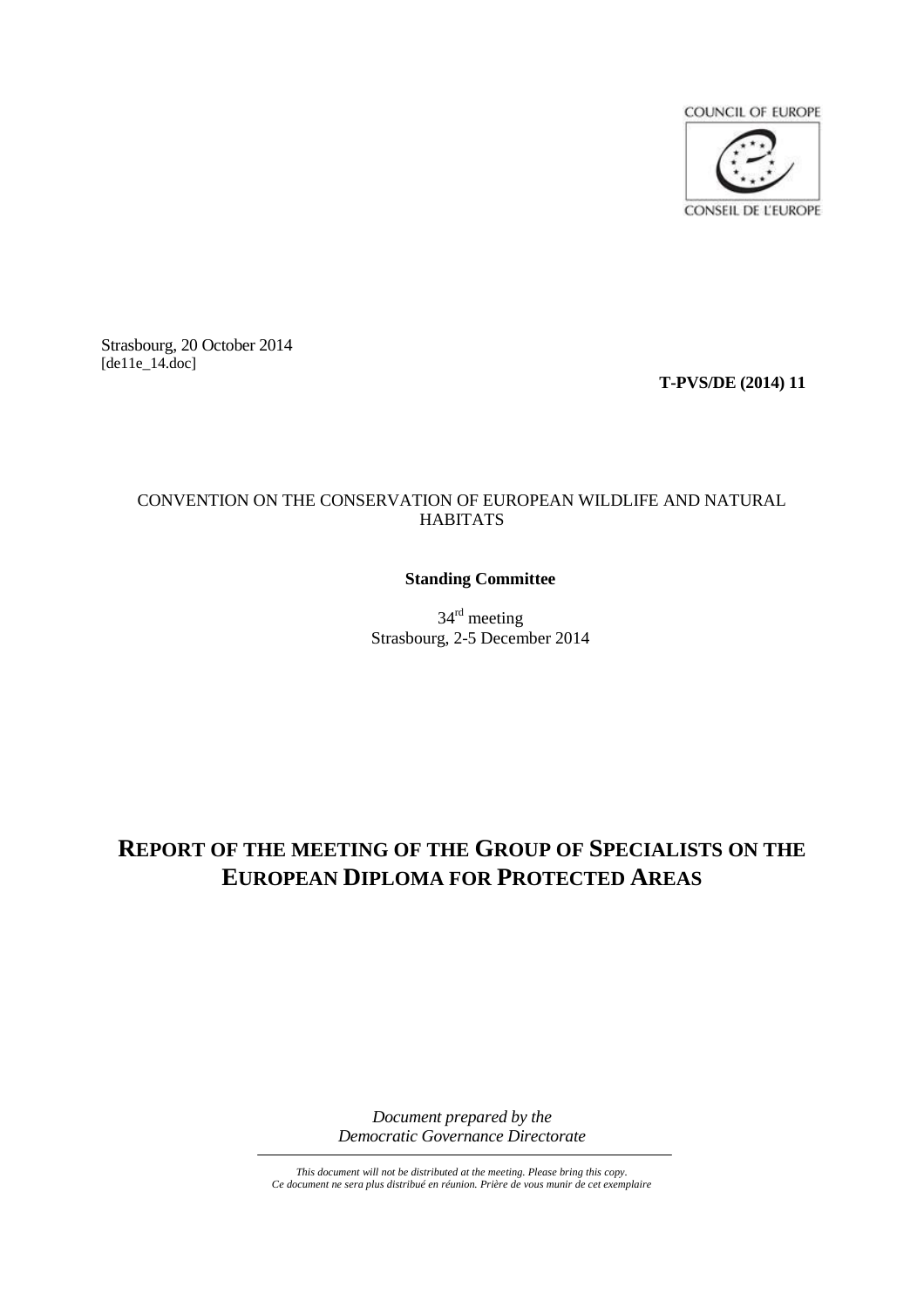COUNCIL OF EUROPE

CONSEIL DE L'EUROPE

Strasbourg, 20 October 2014
[de11e_14.doc]

**T-PVS/DE (2014) 11**

CONVENTION ON THE CONSERVATION OF EUROPEAN WILDLIFE AND NATURAL HABITATS

**Standing Committee**

34th meeting
Strasbourg, 2-5 December 2014

# REPORT OF THE MEETING OF THE GROUP OF SPECIALISTS ON THE EUROPEAN DIPLOMA FOR PROTECTED AREAS

*Document prepared by the*
*Democratic Governance Directorate*

*This document will not be distributed at the meeting. Please bring this copy.*
*Ce document ne sera plus distribué en réunion. Prière de vous munir de cet exemplaire*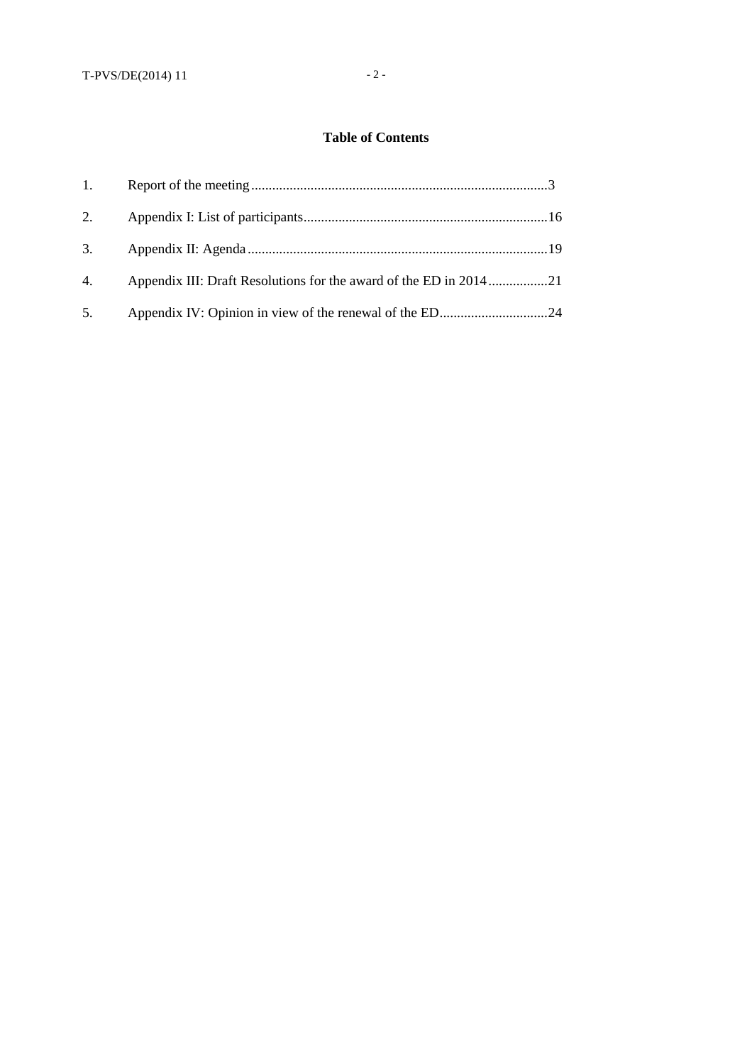## Table of Contents

1. Report of the meeting ........................................................................................3
2. Appendix I: List of participants......................................................................16
3. Appendix II: Agenda ......................................................................................19
4. Appendix III: Draft Resolutions for the award of the ED in 2014 .................21
5. Appendix IV: Opinion in view of the renewal of the ED ...............................24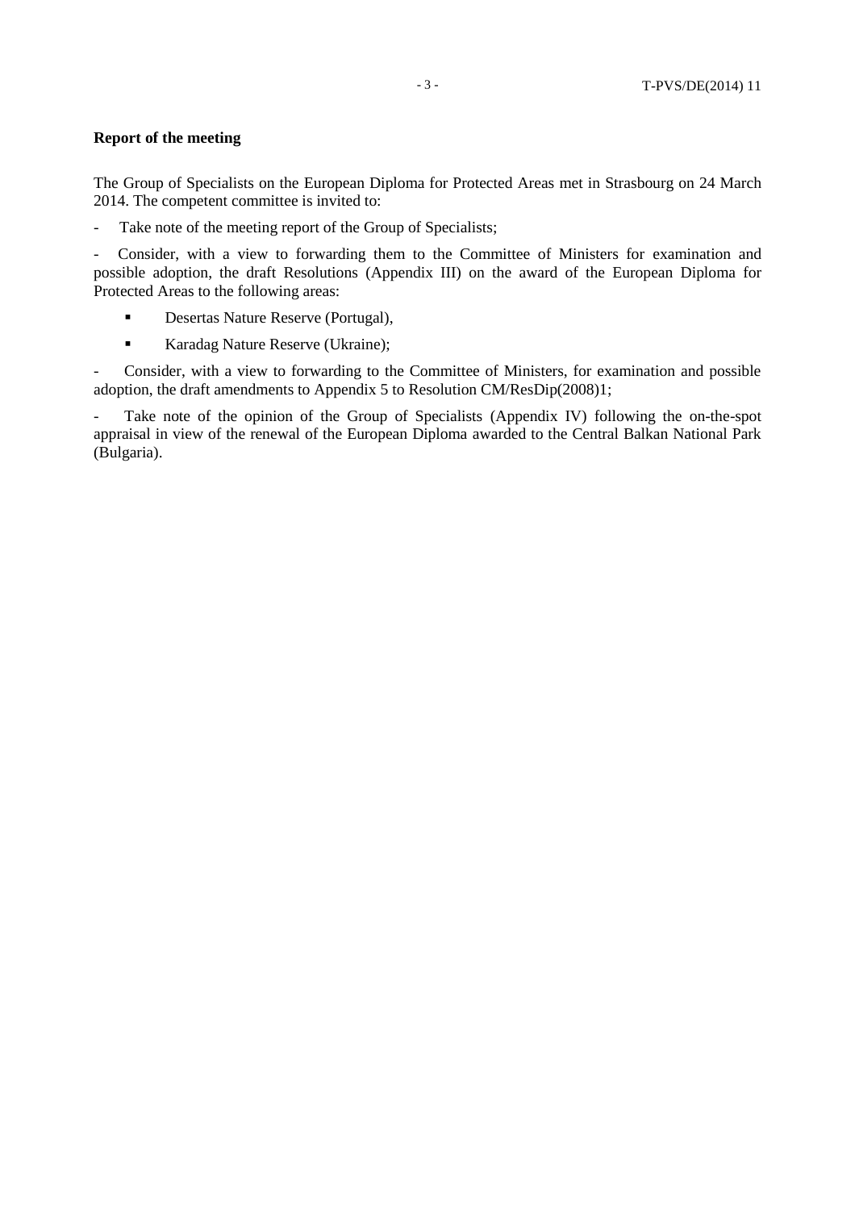**Report of the meeting**

The Group of Specialists on the European Diploma for Protected Areas met in Strasbourg on 24 March 2014. The competent committee is invited to:

- Take note of the meeting report of the Group of Specialists;
- Consider, with a view to forwarding them to the Committee of Ministers for examination and possible adoption, the draft Resolutions (Appendix III) on the award of the European Diploma for Protected Areas to the following areas:
  - Desertas Nature Reserve (Portugal),
  - Karadag Nature Reserve (Ukraine);
- Consider, with a view to forwarding to the Committee of Ministers, for examination and possible adoption, the draft amendments to Appendix 5 to Resolution CM/ResDip(2008)1;
- Take note of the opinion of the Group of Specialists (Appendix IV) following the on-the-spot appraisal in view of the renewal of the European Diploma awarded to the Central Balkan National Park (Bulgaria).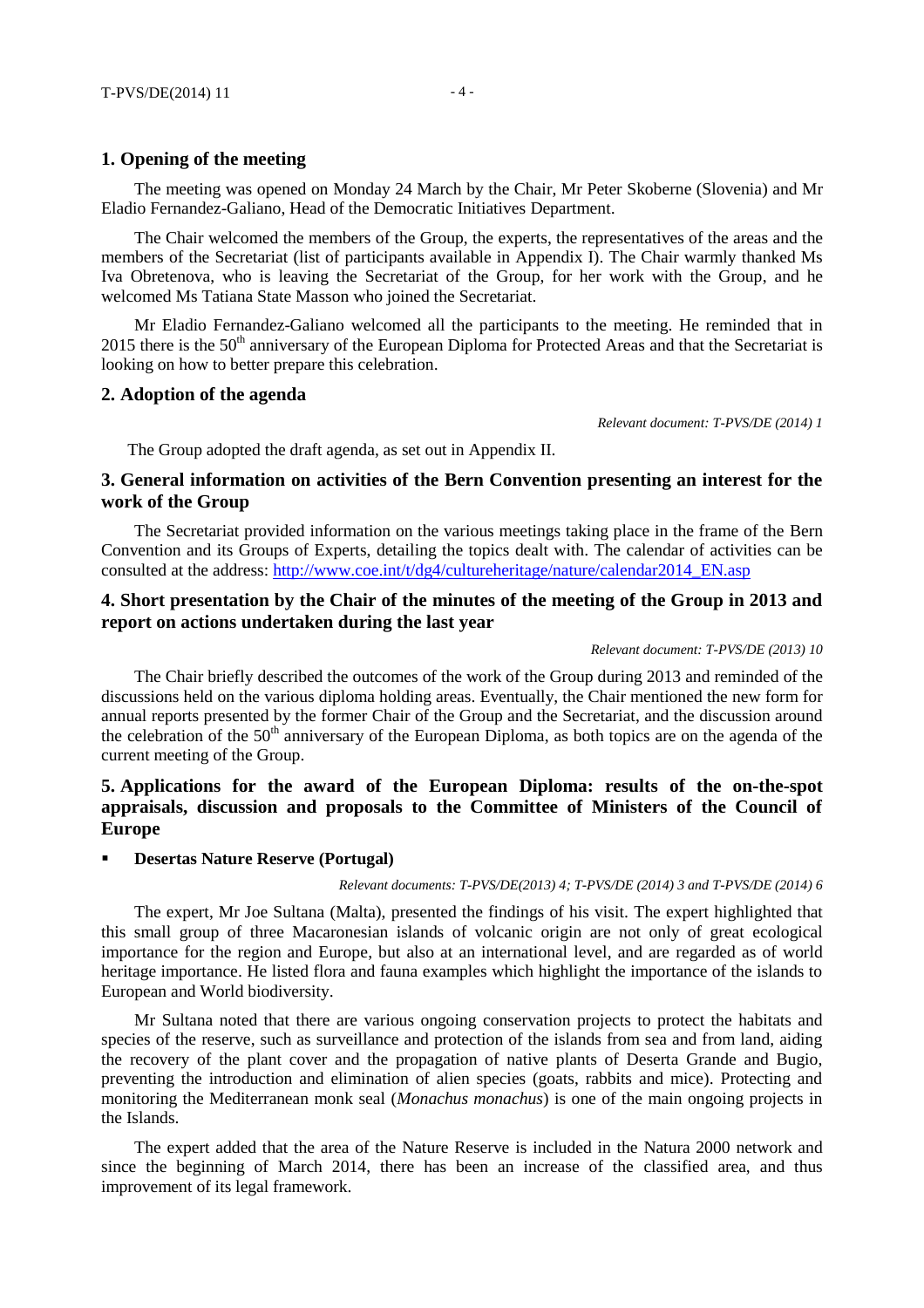## 1. Opening of the meeting

The meeting was opened on Monday 24 March by the Chair, Mr Peter Skoberne (Slovenia) and Mr Eladio Fernandez-Galiano, Head of the Democratic Initiatives Department.

The Chair welcomed the members of the Group, the experts, the representatives of the areas and the members of the Secretariat (list of participants available in Appendix I). The Chair warmly thanked Ms Iva Obretenova, who is leaving the Secretariat of the Group, for her work with the Group, and he welcomed Ms Tatiana State Masson who joined the Secretariat.

Mr Eladio Fernandez-Galiano welcomed all the participants to the meeting. He reminded that in 2015 there is the 50th anniversary of the European Diploma for Protected Areas and that the Secretariat is looking on how to better prepare this celebration.

## 2. Adoption of the agenda

*Relevant document: T-PVS/DE (2014) 1*

The Group adopted the draft agenda, as set out in Appendix II.

## 3. General information on activities of the Bern Convention presenting an interest for the work of the Group

The Secretariat provided information on the various meetings taking place in the frame of the Bern Convention and its Groups of Experts, detailing the topics dealt with. The calendar of activities can be consulted at the address: http://www.coe.int/t/dg4/cultureheritage/nature/calendar2014_EN.asp

## 4. Short presentation by the Chair of the minutes of the meeting of the Group in 2013 and report on actions undertaken during the last year

*Relevant document: T-PVS/DE (2013) 10*

The Chair briefly described the outcomes of the work of the Group during 2013 and reminded of the discussions held on the various diploma holding areas. Eventually, the Chair mentioned the new form for annual reports presented by the former Chair of the Group and the Secretariat, and the discussion around the celebration of the 50th anniversary of the European Diploma, as both topics are on the agenda of the current meeting of the Group.

## 5. Applications for the award of the European Diploma: results of the on-the-spot appraisals, discussion and proposals to the Committee of Ministers of the Council of Europe

- **Desertas Nature Reserve (Portugal)**

*Relevant documents: T-PVS/DE(2013) 4; T-PVS/DE (2014) 3 and T-PVS/DE (2014) 6*

The expert, Mr Joe Sultana (Malta), presented the findings of his visit. The expert highlighted that this small group of three Macaronesian islands of volcanic origin are not only of great ecological importance for the region and Europe, but also at an international level, and are regarded as of world heritage importance. He listed flora and fauna examples which highlight the importance of the islands to European and World biodiversity.

Mr Sultana noted that there are various ongoing conservation projects to protect the habitats and species of the reserve, such as surveillance and protection of the islands from sea and from land, aiding the recovery of the plant cover and the propagation of native plants of Deserta Grande and Bugio, preventing the introduction and elimination of alien species (goats, rabbits and mice). Protecting and monitoring the Mediterranean monk seal (*Monachus monachus*) is one of the main ongoing projects in the Islands.

The expert added that the area of the Nature Reserve is included in the Natura 2000 network and since the beginning of March 2014, there has been an increase of the classified area, and thus improvement of its legal framework.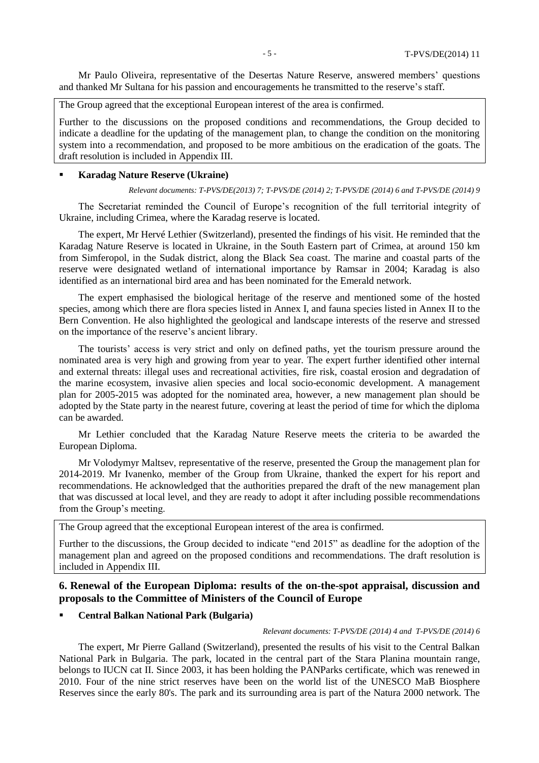Mr Paulo Oliveira, representative of the Desertas Nature Reserve, answered members' questions and thanked Mr Sultana for his passion and encouragements he transmitted to the reserve's staff.

The Group agreed that the exceptional European interest of the area is confirmed.

Further to the discussions on the proposed conditions and recommendations, the Group decided to indicate a deadline for the updating of the management plan, to change the condition on the monitoring system into a recommendation, and proposed to be more ambitious on the eradication of the goats. The draft resolution is included in Appendix III.

- **Karadag Nature Reserve (Ukraine)**

*Relevant documents: T-PVS/DE(2013) 7; T-PVS/DE (2014) 2; T-PVS/DE (2014) 6 and T-PVS/DE (2014) 9*

The Secretariat reminded the Council of Europe's recognition of the full territorial integrity of Ukraine, including Crimea, where the Karadag reserve is located.

The expert, Mr Hervé Lethier (Switzerland), presented the findings of his visit. He reminded that the Karadag Nature Reserve is located in Ukraine, in the South Eastern part of Crimea, at around 150 km from Simferopol, in the Sudak district, along the Black Sea coast. The marine and coastal parts of the reserve were designated wetland of international importance by Ramsar in 2004; Karadag is also identified as an international bird area and has been nominated for the Emerald network.

The expert emphasised the biological heritage of the reserve and mentioned some of the hosted species, among which there are flora species listed in Annex I, and fauna species listed in Annex II to the Bern Convention. He also highlighted the geological and landscape interests of the reserve and stressed on the importance of the reserve's ancient library.

The tourists' access is very strict and only on defined paths, yet the tourism pressure around the nominated area is very high and growing from year to year. The expert further identified other internal and external threats: illegal uses and recreational activities, fire risk, coastal erosion and degradation of the marine ecosystem, invasive alien species and local socio-economic development. A management plan for 2005-2015 was adopted for the nominated area, however, a new management plan should be adopted by the State party in the nearest future, covering at least the period of time for which the diploma can be awarded.

Mr Lethier concluded that the Karadag Nature Reserve meets the criteria to be awarded the European Diploma.

Mr Volodymyr Maltsev, representative of the reserve, presented the Group the management plan for 2014-2019. Mr Ivanenko, member of the Group from Ukraine, thanked the expert for his report and recommendations. He acknowledged that the authorities prepared the draft of the new management plan that was discussed at local level, and they are ready to adopt it after including possible recommendations from the Group's meeting.

The Group agreed that the exceptional European interest of the area is confirmed.

Further to the discussions, the Group decided to indicate "end 2015" as deadline for the adoption of the management plan and agreed on the proposed conditions and recommendations. The draft resolution is included in Appendix III.

## 6. Renewal of the European Diploma: results of the on-the-spot appraisal, discussion and proposals to the Committee of Ministers of the Council of Europe

- **Central Balkan National Park (Bulgaria)**

*Relevant documents: T-PVS/DE (2014) 4 and T-PVS/DE (2014) 6*

The expert, Mr Pierre Galland (Switzerland), presented the results of his visit to the Central Balkan National Park in Bulgaria. The park, located in the central part of the Stara Planina mountain range, belongs to IUCN cat II. Since 2003, it has been holding the PANParks certificate, which was renewed in 2010. Four of the nine strict reserves have been on the world list of the UNESCO MaB Biosphere Reserves since the early 80's. The park and its surrounding area is part of the Natura 2000 network. The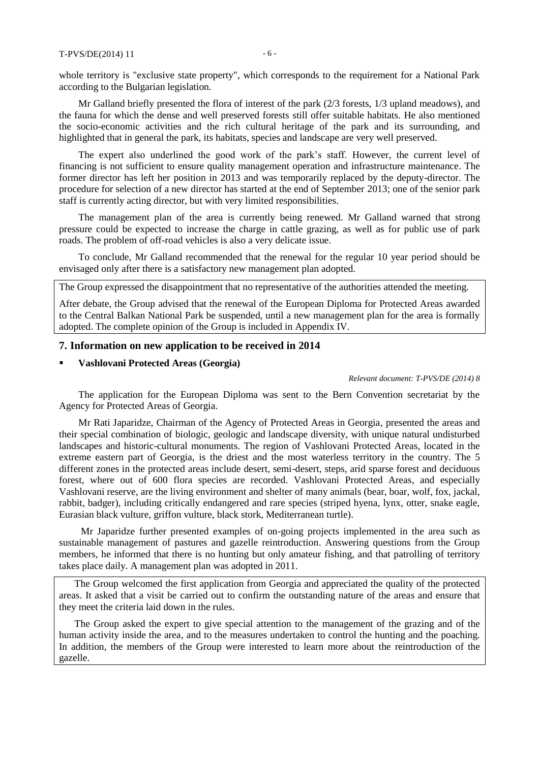whole territory is "exclusive state property", which corresponds to the requirement for a National Park according to the Bulgarian legislation.

Mr Galland briefly presented the flora of interest of the park (2/3 forests, 1/3 upland meadows), and the fauna for which the dense and well preserved forests still offer suitable habitats. He also mentioned the socio-economic activities and the rich cultural heritage of the park and its surrounding, and highlighted that in general the park, its habitats, species and landscape are very well preserved.

The expert also underlined the good work of the park's staff. However, the current level of financing is not sufficient to ensure quality management operation and infrastructure maintenance. The former director has left her position in 2013 and was temporarily replaced by the deputy-director. The procedure for selection of a new director has started at the end of September 2013; one of the senior park staff is currently acting director, but with very limited responsibilities.

The management plan of the area is currently being renewed. Mr Galland warned that strong pressure could be expected to increase the charge in cattle grazing, as well as for public use of park roads. The problem of off-road vehicles is also a very delicate issue.

To conclude, Mr Galland recommended that the renewal for the regular 10 year period should be envisaged only after there is a satisfactory new management plan adopted.

The Group expressed the disappointment that no representative of the authorities attended the meeting.

After debate, the Group advised that the renewal of the European Diploma for Protected Areas awarded to the Central Balkan National Park be suspended, until a new management plan for the area is formally adopted. The complete opinion of the Group is included in Appendix IV.

## 7. Information on new application to be received in 2014

- **Vashlovani Protected Areas (Georgia)**

*Relevant document: T-PVS/DE (2014) 8*

The application for the European Diploma was sent to the Bern Convention secretariat by the Agency for Protected Areas of Georgia.

Mr Rati Japaridze, Chairman of the Agency of Protected Areas in Georgia, presented the areas and their special combination of biologic, geologic and landscape diversity, with unique natural undisturbed landscapes and historic-cultural monuments. The region of Vashlovani Protected Areas, located in the extreme eastern part of Georgia, is the driest and the most waterless territory in the country. The 5 different zones in the protected areas include desert, semi-desert, steps, arid sparse forest and deciduous forest, where out of 600 flora species are recorded. Vashlovani Protected Areas, and especially Vashlovani reserve, are the living environment and shelter of many animals (bear, boar, wolf, fox, jackal, rabbit, badger), including critically endangered and rare species (striped hyena, lynx, otter, snake eagle, Eurasian black vulture, griffon vulture, black stork, Mediterranean turtle).

Mr Japaridze further presented examples of on-going projects implemented in the area such as sustainable management of pastures and gazelle reintroduction. Answering questions from the Group members, he informed that there is no hunting but only amateur fishing, and that patrolling of territory takes place daily. A management plan was adopted in 2011.

The Group welcomed the first application from Georgia and appreciated the quality of the protected areas. It asked that a visit be carried out to confirm the outstanding nature of the areas and ensure that they meet the criteria laid down in the rules.

The Group asked the expert to give special attention to the management of the grazing and of the human activity inside the area, and to the measures undertaken to control the hunting and the poaching. In addition, the members of the Group were interested to learn more about the reintroduction of the gazelle.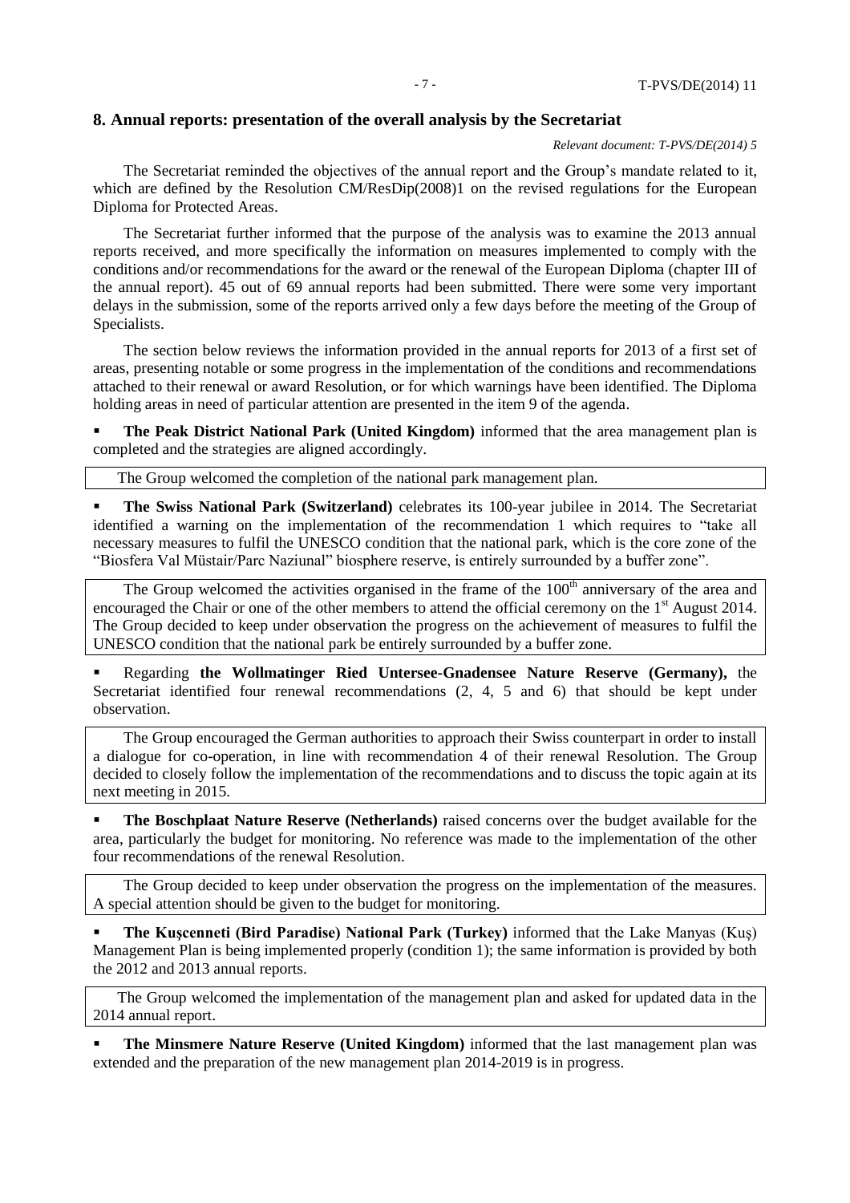## 8. Annual reports: presentation of the overall analysis by the Secretariat

*Relevant document: T-PVS/DE(2014) 5*

The Secretariat reminded the objectives of the annual report and the Group's mandate related to it, which are defined by the Resolution CM/ResDip(2008)1 on the revised regulations for the European Diploma for Protected Areas.

The Secretariat further informed that the purpose of the analysis was to examine the 2013 annual reports received, and more specifically the information on measures implemented to comply with the conditions and/or recommendations for the award or the renewal of the European Diploma (chapter III of the annual report). 45 out of 69 annual reports had been submitted. There were some very important delays in the submission, some of the reports arrived only a few days before the meeting of the Group of Specialists.

The section below reviews the information provided in the annual reports for 2013 of a first set of areas, presenting notable or some progress in the implementation of the conditions and recommendations attached to their renewal or award Resolution, or for which warnings have been identified. The Diploma holding areas in need of particular attention are presented in the item 9 of the agenda.

- **The Peak District National Park (United Kingdom)** informed that the area management plan is completed and the strategies are aligned accordingly.

> The Group welcomed the completion of the national park management plan.

- **The Swiss National Park (Switzerland)** celebrates its 100-year jubilee in 2014. The Secretariat identified a warning on the implementation of the recommendation 1 which requires to "take all necessary measures to fulfil the UNESCO condition that the national park, which is the core zone of the "Biosfera Val Müstair/Parc Naziunal" biosphere reserve, is entirely surrounded by a buffer zone".

> The Group welcomed the activities organised in the frame of the 100th anniversary of the area and encouraged the Chair or one of the other members to attend the official ceremony on the 1st August 2014. The Group decided to keep under observation the progress on the achievement of measures to fulfil the UNESCO condition that the national park be entirely surrounded by a buffer zone.

- Regarding **the Wollmatinger Ried Untersee-Gnadensee Nature Reserve (Germany),** the Secretariat identified four renewal recommendations (2, 4, 5 and 6) that should be kept under observation.

> The Group encouraged the German authorities to approach their Swiss counterpart in order to install a dialogue for co-operation, in line with recommendation 4 of their renewal Resolution. The Group decided to closely follow the implementation of the recommendations and to discuss the topic again at its next meeting in 2015.

- **The Boschplaat Nature Reserve (Netherlands)** raised concerns over the budget available for the area, particularly the budget for monitoring. No reference was made to the implementation of the other four recommendations of the renewal Resolution.

> The Group decided to keep under observation the progress on the implementation of the measures. A special attention should be given to the budget for monitoring.

- **The Kuşcenneti (Bird Paradise) National Park (Turkey)** informed that the Lake Manyas (Kuş) Management Plan is being implemented properly (condition 1); the same information is provided by both the 2012 and 2013 annual reports.

> The Group welcomed the implementation of the management plan and asked for updated data in the 2014 annual report.

- **The Minsmere Nature Reserve (United Kingdom)** informed that the last management plan was extended and the preparation of the new management plan 2014-2019 is in progress.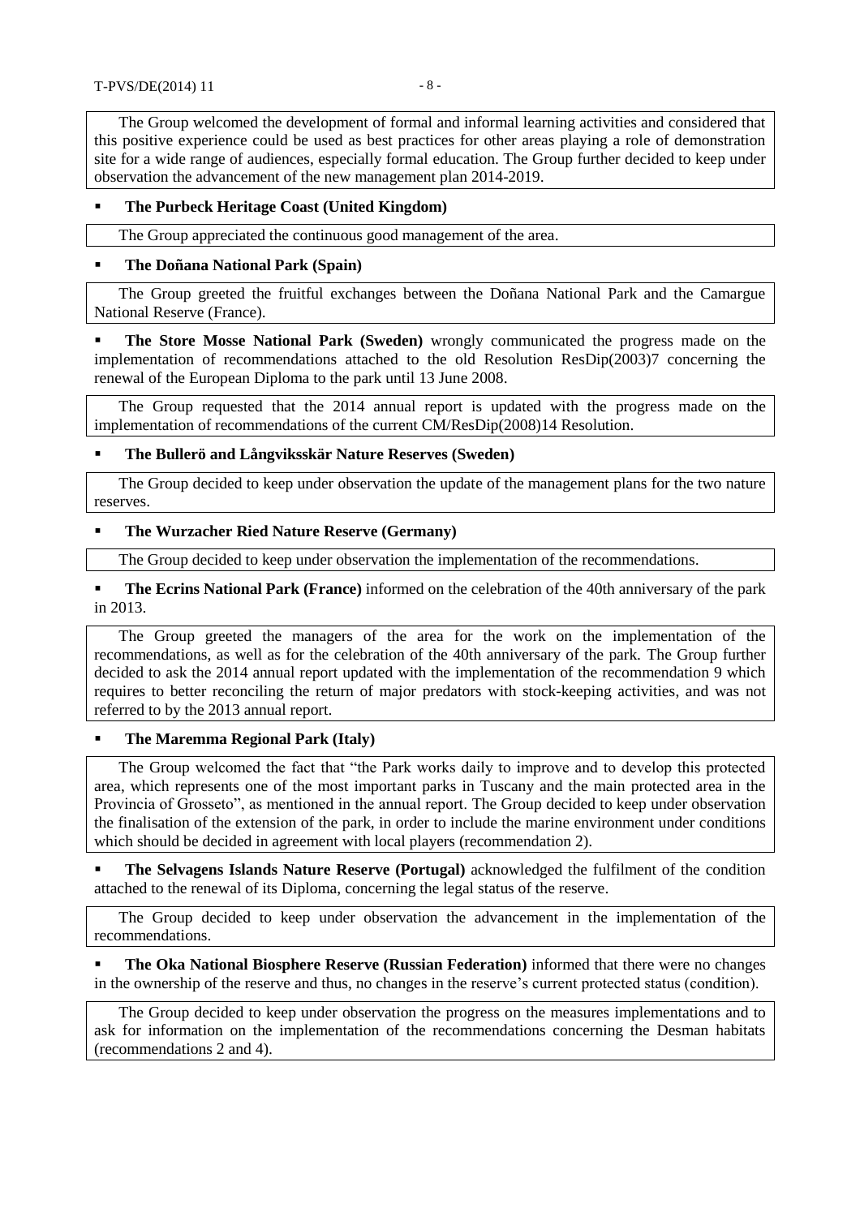The Group welcomed the development of formal and informal learning activities and considered that this positive experience could be used as best practices for other areas playing a role of demonstration site for a wide range of audiences, especially formal education. The Group further decided to keep under observation the advancement of the new management plan 2014-2019.

- **The Purbeck Heritage Coast (United Kingdom)**

The Group appreciated the continuous good management of the area.

- **The Doñana National Park (Spain)**

The Group greeted the fruitful exchanges between the Doñana National Park and the Camargue National Reserve (France).

- **The Store Mosse National Park (Sweden)** wrongly communicated the progress made on the implementation of recommendations attached to the old Resolution ResDip(2003)7 concerning the renewal of the European Diploma to the park until 13 June 2008.

The Group requested that the 2014 annual report is updated with the progress made on the implementation of recommendations of the current CM/ResDip(2008)14 Resolution.

- **The Bullerö and Långviksskär Nature Reserves (Sweden)**

The Group decided to keep under observation the update of the management plans for the two nature reserves.

- **The Wurzacher Ried Nature Reserve (Germany)**

The Group decided to keep under observation the implementation of the recommendations.

- **The Ecrins National Park (France)** informed on the celebration of the 40th anniversary of the park in 2013.

The Group greeted the managers of the area for the work on the implementation of the recommendations, as well as for the celebration of the 40th anniversary of the park. The Group further decided to ask the 2014 annual report updated with the implementation of the recommendation 9 which requires to better reconciling the return of major predators with stock-keeping activities, and was not referred to by the 2013 annual report.

- **The Maremma Regional Park (Italy)**

The Group welcomed the fact that "the Park works daily to improve and to develop this protected area, which represents one of the most important parks in Tuscany and the main protected area in the Provincia of Grosseto", as mentioned in the annual report. The Group decided to keep under observation the finalisation of the extension of the park, in order to include the marine environment under conditions which should be decided in agreement with local players (recommendation 2).

- **The Selvagens Islands Nature Reserve (Portugal)** acknowledged the fulfilment of the condition attached to the renewal of its Diploma, concerning the legal status of the reserve.

The Group decided to keep under observation the advancement in the implementation of the recommendations.

- **The Oka National Biosphere Reserve (Russian Federation)** informed that there were no changes in the ownership of the reserve and thus, no changes in the reserve's current protected status (condition).

The Group decided to keep under observation the progress on the measures implementations and to ask for information on the implementation of the recommendations concerning the Desman habitats (recommendations 2 and 4).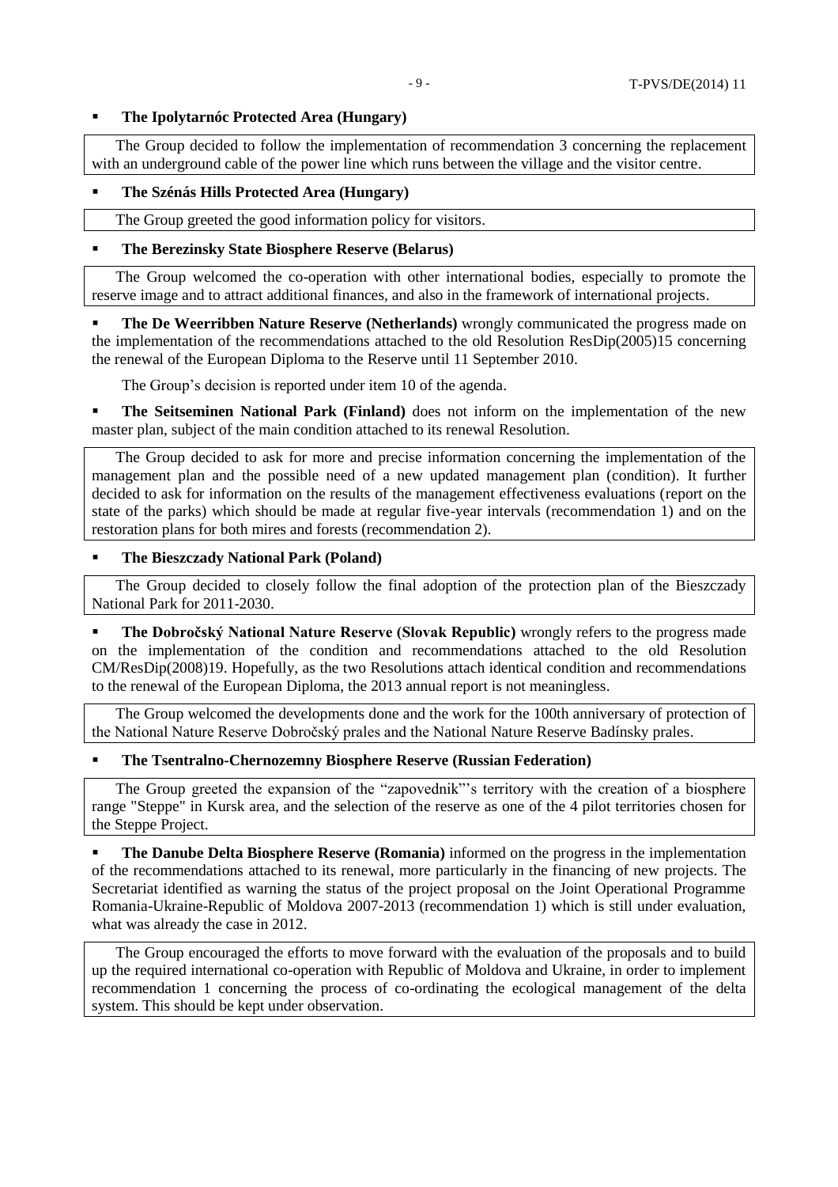- **The Ipolytarnóc Protected Area (Hungary)**

The Group decided to follow the implementation of recommendation 3 concerning the replacement with an underground cable of the power line which runs between the village and the visitor centre.

- **The Szénás Hills Protected Area (Hungary)**

The Group greeted the good information policy for visitors.

- **The Berezinsky State Biosphere Reserve (Belarus)**

The Group welcomed the co-operation with other international bodies, especially to promote the reserve image and to attract additional finances, and also in the framework of international projects.

- **The De Weerribben Nature Reserve (Netherlands)** wrongly communicated the progress made on the implementation of the recommendations attached to the old Resolution ResDip(2005)15 concerning the renewal of the European Diploma to the Reserve until 11 September 2010.

The Group's decision is reported under item 10 of the agenda.

- **The Seitseminen National Park (Finland)** does not inform on the implementation of the new master plan, subject of the main condition attached to its renewal Resolution.

The Group decided to ask for more and precise information concerning the implementation of the management plan and the possible need of a new updated management plan (condition). It further decided to ask for information on the results of the management effectiveness evaluations (report on the state of the parks) which should be made at regular five-year intervals (recommendation 1) and on the restoration plans for both mires and forests (recommendation 2).

- **The Bieszczady National Park (Poland)**

The Group decided to closely follow the final adoption of the protection plan of the Bieszczady National Park for 2011-2030.

- **The Dobročský National Nature Reserve (Slovak Republic)** wrongly refers to the progress made on the implementation of the condition and recommendations attached to the old Resolution CM/ResDip(2008)19. Hopefully, as the two Resolutions attach identical condition and recommendations to the renewal of the European Diploma, the 2013 annual report is not meaningless.

The Group welcomed the developments done and the work for the 100th anniversary of protection of the National Nature Reserve Dobročský prales and the National Nature Reserve Badínsky prales.

- **The Tsentralno-Chernozemny Biosphere Reserve (Russian Federation)**

The Group greeted the expansion of the "zapovednik"'s territory with the creation of a biosphere range "Steppe" in Kursk area, and the selection of the reserve as one of the 4 pilot territories chosen for the Steppe Project.

- **The Danube Delta Biosphere Reserve (Romania)** informed on the progress in the implementation of the recommendations attached to its renewal, more particularly in the financing of new projects. The Secretariat identified as warning the status of the project proposal on the Joint Operational Programme Romania-Ukraine-Republic of Moldova 2007-2013 (recommendation 1) which is still under evaluation, what was already the case in 2012.

The Group encouraged the efforts to move forward with the evaluation of the proposals and to build up the required international co-operation with Republic of Moldova and Ukraine, in order to implement recommendation 1 concerning the process of co-ordinating the ecological management of the delta system. This should be kept under observation.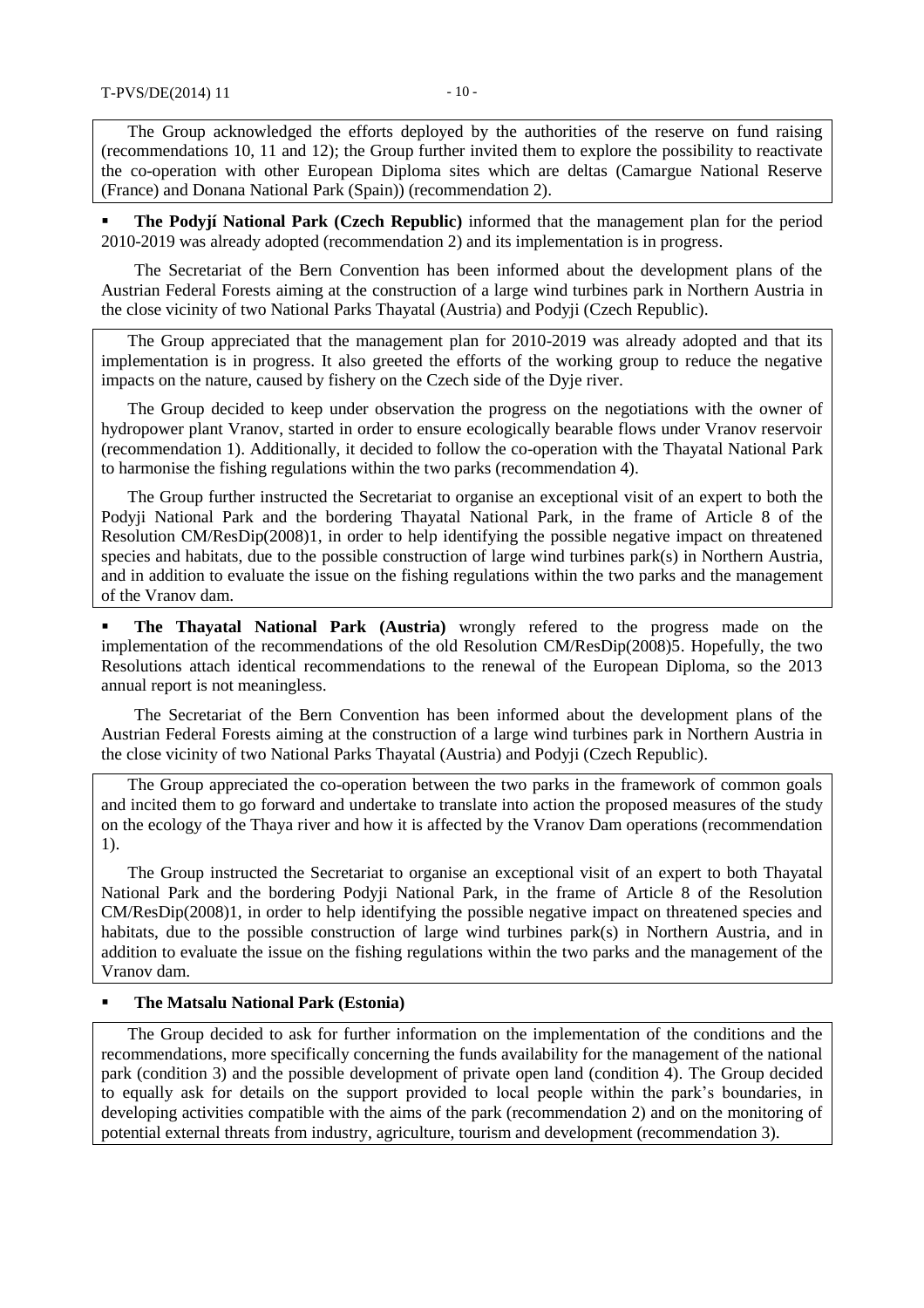The Group acknowledged the efforts deployed by the authorities of the reserve on fund raising (recommendations 10, 11 and 12); the Group further invited them to explore the possibility to reactivate the co-operation with other European Diploma sites which are deltas (Camargue National Reserve (France) and Donana National Park (Spain)) (recommendation 2).

- **The Podyjí National Park (Czech Republic)** informed that the management plan for the period 2010-2019 was already adopted (recommendation 2) and its implementation is in progress.

The Secretariat of the Bern Convention has been informed about the development plans of the Austrian Federal Forests aiming at the construction of a large wind turbines park in Northern Austria in the close vicinity of two National Parks Thayatal (Austria) and Podyji (Czech Republic).

The Group appreciated that the management plan for 2010-2019 was already adopted and that its implementation is in progress. It also greeted the efforts of the working group to reduce the negative impacts on the nature, caused by fishery on the Czech side of the Dyje river.

The Group decided to keep under observation the progress on the negotiations with the owner of hydropower plant Vranov, started in order to ensure ecologically bearable flows under Vranov reservoir (recommendation 1). Additionally, it decided to follow the co-operation with the Thayatal National Park to harmonise the fishing regulations within the two parks (recommendation 4).

The Group further instructed the Secretariat to organise an exceptional visit of an expert to both the Podyji National Park and the bordering Thayatal National Park, in the frame of Article 8 of the Resolution CM/ResDip(2008)1, in order to help identifying the possible negative impact on threatened species and habitats, due to the possible construction of large wind turbines park(s) in Northern Austria, and in addition to evaluate the issue on the fishing regulations within the two parks and the management of the Vranov dam.

- **The Thayatal National Park (Austria)** wrongly refered to the progress made on the implementation of the recommendations of the old Resolution CM/ResDip(2008)5. Hopefully, the two Resolutions attach identical recommendations to the renewal of the European Diploma, so the 2013 annual report is not meaningless.

The Secretariat of the Bern Convention has been informed about the development plans of the Austrian Federal Forests aiming at the construction of a large wind turbines park in Northern Austria in the close vicinity of two National Parks Thayatal (Austria) and Podyji (Czech Republic).

The Group appreciated the co-operation between the two parks in the framework of common goals and incited them to go forward and undertake to translate into action the proposed measures of the study on the ecology of the Thaya river and how it is affected by the Vranov Dam operations (recommendation 1).

The Group instructed the Secretariat to organise an exceptional visit of an expert to both Thayatal National Park and the bordering Podyji National Park, in the frame of Article 8 of the Resolution CM/ResDip(2008)1, in order to help identifying the possible negative impact on threatened species and habitats, due to the possible construction of large wind turbines park(s) in Northern Austria, and in addition to evaluate the issue on the fishing regulations within the two parks and the management of the Vranov dam.

- **The Matsalu National Park (Estonia)**

The Group decided to ask for further information on the implementation of the conditions and the recommendations, more specifically concerning the funds availability for the management of the national park (condition 3) and the possible development of private open land (condition 4). The Group decided to equally ask for details on the support provided to local people within the park's boundaries, in developing activities compatible with the aims of the park (recommendation 2) and on the monitoring of potential external threats from industry, agriculture, tourism and development (recommendation 3).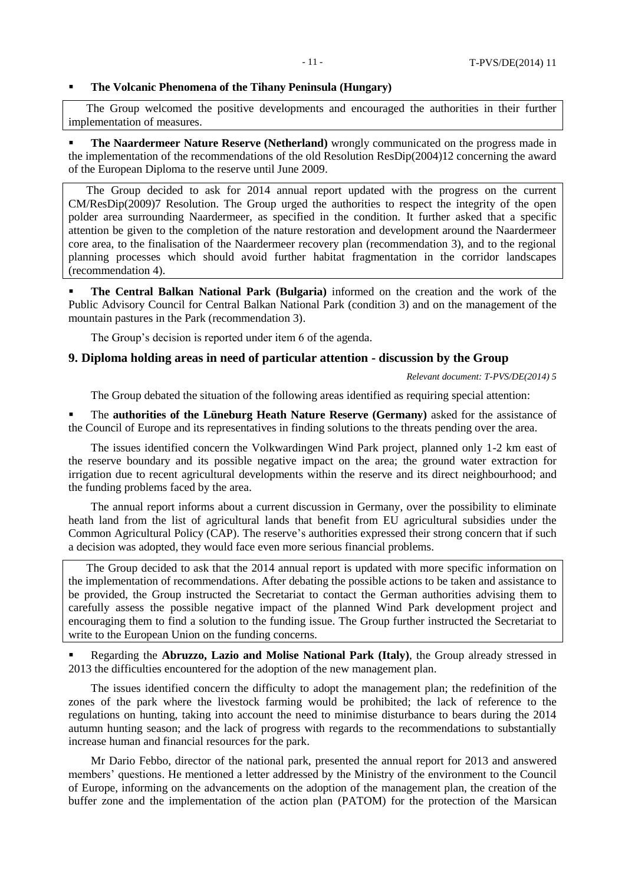- **The Volcanic Phenomena of the Tihany Peninsula (Hungary)**

The Group welcomed the positive developments and encouraged the authorities in their further implementation of measures.

- **The Naardermeer Nature Reserve (Netherland)** wrongly communicated on the progress made in the implementation of the recommendations of the old Resolution ResDip(2004)12 concerning the award of the European Diploma to the reserve until June 2009.

The Group decided to ask for 2014 annual report updated with the progress on the current CM/ResDip(2009)7 Resolution. The Group urged the authorities to respect the integrity of the open polder area surrounding Naardermeer, as specified in the condition. It further asked that a specific attention be given to the completion of the nature restoration and development around the Naardermeer core area, to the finalisation of the Naardermeer recovery plan (recommendation 3), and to the regional planning processes which should avoid further habitat fragmentation in the corridor landscapes (recommendation 4).

- **The Central Balkan National Park (Bulgaria)** informed on the creation and the work of the Public Advisory Council for Central Balkan National Park (condition 3) and on the management of the mountain pastures in the Park (recommendation 3).

The Group's decision is reported under item 6 of the agenda.

## 9. Diploma holding areas in need of particular attention - discussion by the Group

*Relevant document: T-PVS/DE(2014) 5*

The Group debated the situation of the following areas identified as requiring special attention:

- The **authorities of the Lüneburg Heath Nature Reserve (Germany)** asked for the assistance of the Council of Europe and its representatives in finding solutions to the threats pending over the area.

The issues identified concern the Volkwardingen Wind Park project, planned only 1-2 km east of the reserve boundary and its possible negative impact on the area; the ground water extraction for irrigation due to recent agricultural developments within the reserve and its direct neighbourhood; and the funding problems faced by the area.

The annual report informs about a current discussion in Germany, over the possibility to eliminate heath land from the list of agricultural lands that benefit from EU agricultural subsidies under the Common Agricultural Policy (CAP). The reserve's authorities expressed their strong concern that if such a decision was adopted, they would face even more serious financial problems.

The Group decided to ask that the 2014 annual report is updated with more specific information on the implementation of recommendations. After debating the possible actions to be taken and assistance to be provided, the Group instructed the Secretariat to contact the German authorities advising them to carefully assess the possible negative impact of the planned Wind Park development project and encouraging them to find a solution to the funding issue. The Group further instructed the Secretariat to write to the European Union on the funding concerns.

- Regarding the **Abruzzo, Lazio and Molise National Park (Italy)**, the Group already stressed in 2013 the difficulties encountered for the adoption of the new management plan.

The issues identified concern the difficulty to adopt the management plan; the redefinition of the zones of the park where the livestock farming would be prohibited; the lack of reference to the regulations on hunting, taking into account the need to minimise disturbance to bears during the 2014 autumn hunting season; and the lack of progress with regards to the recommendations to substantially increase human and financial resources for the park.

Mr Dario Febbo, director of the national park, presented the annual report for 2013 and answered members' questions. He mentioned a letter addressed by the Ministry of the environment to the Council of Europe, informing on the advancements on the adoption of the management plan, the creation of the buffer zone and the implementation of the action plan (PATOM) for the protection of the Marsican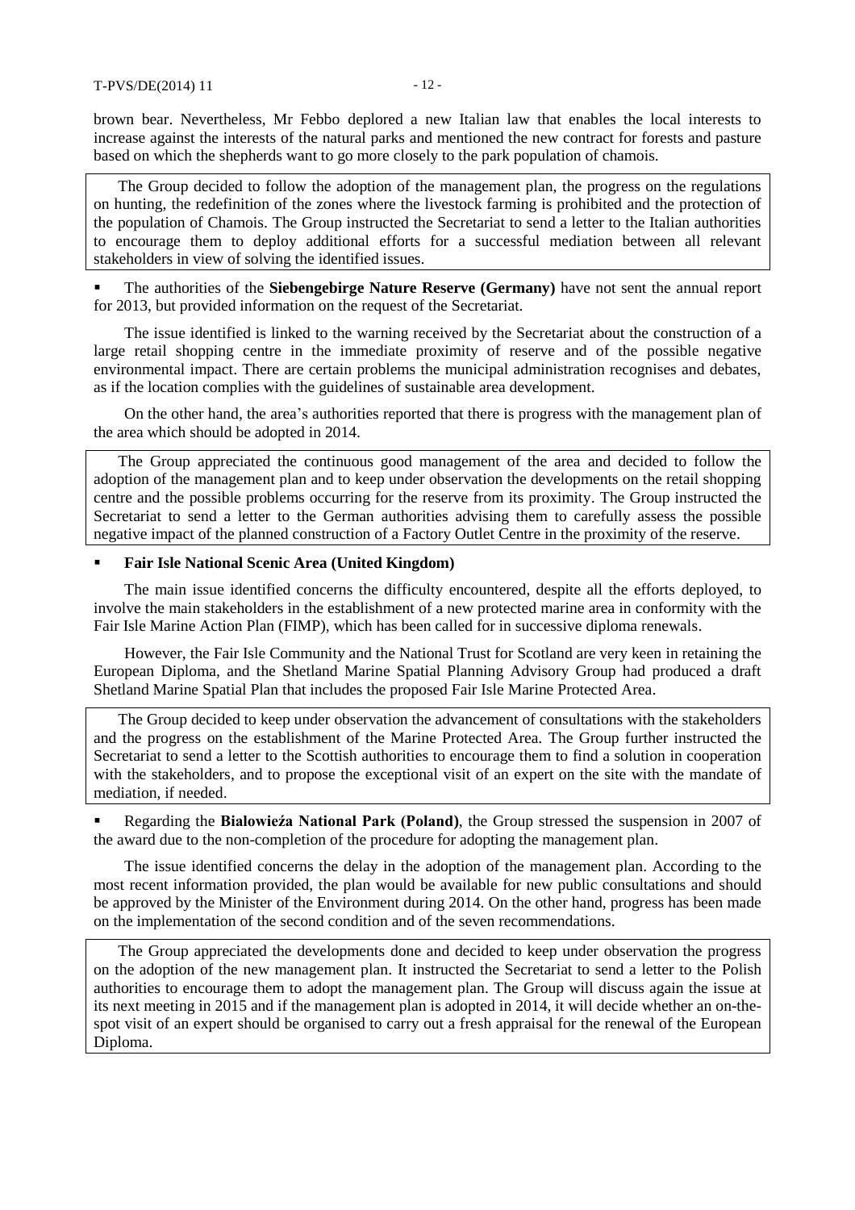brown bear. Nevertheless, Mr Febbo deplored a new Italian law that enables the local interests to increase against the interests of the natural parks and mentioned the new contract for forests and pasture based on which the shepherds want to go more closely to the park population of chamois.

The Group decided to follow the adoption of the management plan, the progress on the regulations on hunting, the redefinition of the zones where the livestock farming is prohibited and the protection of the population of Chamois. The Group instructed the Secretariat to send a letter to the Italian authorities to encourage them to deploy additional efforts for a successful mediation between all relevant stakeholders in view of solving the identified issues.

- The authorities of the **Siebengebirge Nature Reserve (Germany)** have not sent the annual report for 2013, but provided information on the request of the Secretariat.

The issue identified is linked to the warning received by the Secretariat about the construction of a large retail shopping centre in the immediate proximity of reserve and of the possible negative environmental impact. There are certain problems the municipal administration recognises and debates, as if the location complies with the guidelines of sustainable area development.

On the other hand, the area's authorities reported that there is progress with the management plan of the area which should be adopted in 2014.

The Group appreciated the continuous good management of the area and decided to follow the adoption of the management plan and to keep under observation the developments on the retail shopping centre and the possible problems occurring for the reserve from its proximity. The Group instructed the Secretariat to send a letter to the German authorities advising them to carefully assess the possible negative impact of the planned construction of a Factory Outlet Centre in the proximity of the reserve.

- **Fair Isle National Scenic Area (United Kingdom)**

The main issue identified concerns the difficulty encountered, despite all the efforts deployed, to involve the main stakeholders in the establishment of a new protected marine area in conformity with the Fair Isle Marine Action Plan (FIMP), which has been called for in successive diploma renewals.

However, the Fair Isle Community and the National Trust for Scotland are very keen in retaining the European Diploma, and the Shetland Marine Spatial Planning Advisory Group had produced a draft Shetland Marine Spatial Plan that includes the proposed Fair Isle Marine Protected Area.

The Group decided to keep under observation the advancement of consultations with the stakeholders and the progress on the establishment of the Marine Protected Area. The Group further instructed the Secretariat to send a letter to the Scottish authorities to encourage them to find a solution in cooperation with the stakeholders, and to propose the exceptional visit of an expert on the site with the mandate of mediation, if needed.

- Regarding the **Bialowieźa National Park (Poland)**, the Group stressed the suspension in 2007 of the award due to the non-completion of the procedure for adopting the management plan.

The issue identified concerns the delay in the adoption of the management plan. According to the most recent information provided, the plan would be available for new public consultations and should be approved by the Minister of the Environment during 2014. On the other hand, progress has been made on the implementation of the second condition and of the seven recommendations.

The Group appreciated the developments done and decided to keep under observation the progress on the adoption of the new management plan. It instructed the Secretariat to send a letter to the Polish authorities to encourage them to adopt the management plan. The Group will discuss again the issue at its next meeting in 2015 and if the management plan is adopted in 2014, it will decide whether an on-the-spot visit of an expert should be organised to carry out a fresh appraisal for the renewal of the European Diploma.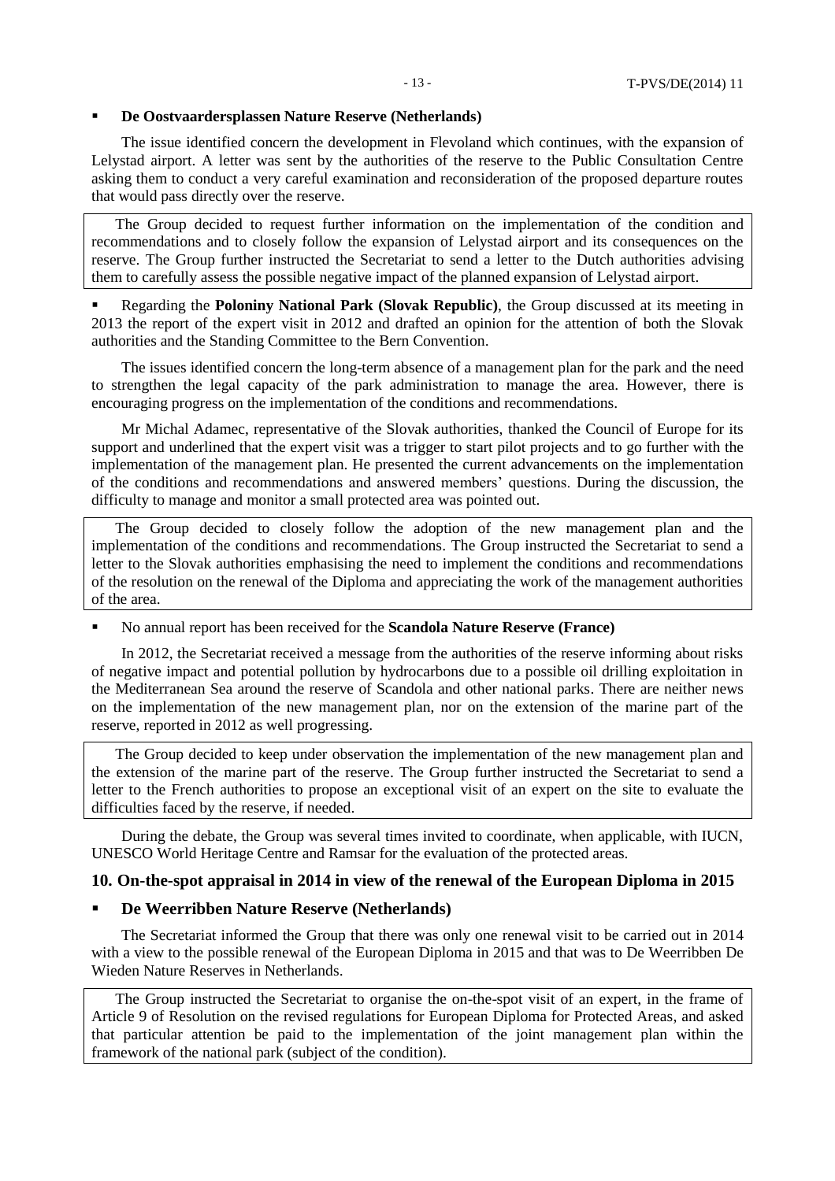- **De Oostvaardersplassen Nature Reserve (Netherlands)**

The issue identified concern the development in Flevoland which continues, with the expansion of Lelystad airport. A letter was sent by the authorities of the reserve to the Public Consultation Centre asking them to conduct a very careful examination and reconsideration of the proposed departure routes that would pass directly over the reserve.

> The Group decided to request further information on the implementation of the condition and recommendations and to closely follow the expansion of Lelystad airport and its consequences on the reserve. The Group further instructed the Secretariat to send a letter to the Dutch authorities advising them to carefully assess the possible negative impact of the planned expansion of Lelystad airport.

- Regarding the **Poloniny National Park (Slovak Republic)**, the Group discussed at its meeting in 2013 the report of the expert visit in 2012 and drafted an opinion for the attention of both the Slovak authorities and the Standing Committee to the Bern Convention.

The issues identified concern the long-term absence of a management plan for the park and the need to strengthen the legal capacity of the park administration to manage the area. However, there is encouraging progress on the implementation of the conditions and recommendations.

Mr Michal Adamec, representative of the Slovak authorities, thanked the Council of Europe for its support and underlined that the expert visit was a trigger to start pilot projects and to go further with the implementation of the management plan. He presented the current advancements on the implementation of the conditions and recommendations and answered members' questions. During the discussion, the difficulty to manage and monitor a small protected area was pointed out.

> The Group decided to closely follow the adoption of the new management plan and the implementation of the conditions and recommendations. The Group instructed the Secretariat to send a letter to the Slovak authorities emphasising the need to implement the conditions and recommendations of the resolution on the renewal of the Diploma and appreciating the work of the management authorities of the area.

- No annual report has been received for the **Scandola Nature Reserve (France)**

In 2012, the Secretariat received a message from the authorities of the reserve informing about risks of negative impact and potential pollution by hydrocarbons due to a possible oil drilling exploitation in the Mediterranean Sea around the reserve of Scandola and other national parks. There are neither news on the implementation of the new management plan, nor on the extension of the marine part of the reserve, reported in 2012 as well progressing.

> The Group decided to keep under observation the implementation of the new management plan and the extension of the marine part of the reserve. The Group further instructed the Secretariat to send a letter to the French authorities to propose an exceptional visit of an expert on the site to evaluate the difficulties faced by the reserve, if needed.

During the debate, the Group was several times invited to coordinate, when applicable, with IUCN, UNESCO World Heritage Centre and Ramsar for the evaluation of the protected areas.

## 10. On-the-spot appraisal in 2014 in view of the renewal of the European Diploma in 2015

- **De Weerribben Nature Reserve (Netherlands)**

The Secretariat informed the Group that there was only one renewal visit to be carried out in 2014 with a view to the possible renewal of the European Diploma in 2015 and that was to De Weerribben De Wieden Nature Reserves in Netherlands.

> The Group instructed the Secretariat to organise the on-the-spot visit of an expert, in the frame of Article 9 of Resolution on the revised regulations for European Diploma for Protected Areas, and asked that particular attention be paid to the implementation of the joint management plan within the framework of the national park (subject of the condition).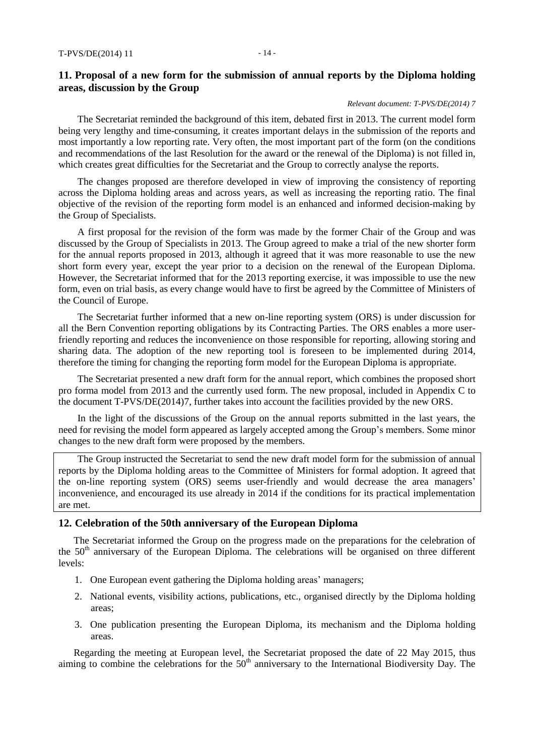## 11. Proposal of a new form for the submission of annual reports by the Diploma holding areas, discussion by the Group

*Relevant document: T-PVS/DE(2014) 7*

The Secretariat reminded the background of this item, debated first in 2013. The current model form being very lengthy and time-consuming, it creates important delays in the submission of the reports and most importantly a low reporting rate. Very often, the most important part of the form (on the conditions and recommendations of the last Resolution for the award or the renewal of the Diploma) is not filled in, which creates great difficulties for the Secretariat and the Group to correctly analyse the reports.

The changes proposed are therefore developed in view of improving the consistency of reporting across the Diploma holding areas and across years, as well as increasing the reporting ratio. The final objective of the revision of the reporting form model is an enhanced and informed decision-making by the Group of Specialists.

A first proposal for the revision of the form was made by the former Chair of the Group and was discussed by the Group of Specialists in 2013. The Group agreed to make a trial of the new shorter form for the annual reports proposed in 2013, although it agreed that it was more reasonable to use the new short form every year, except the year prior to a decision on the renewal of the European Diploma. However, the Secretariat informed that for the 2013 reporting exercise, it was impossible to use the new form, even on trial basis, as every change would have to first be agreed by the Committee of Ministers of the Council of Europe.

The Secretariat further informed that a new on-line reporting system (ORS) is under discussion for all the Bern Convention reporting obligations by its Contracting Parties. The ORS enables a more user-friendly reporting and reduces the inconvenience on those responsible for reporting, allowing storing and sharing data. The adoption of the new reporting tool is foreseen to be implemented during 2014, therefore the timing for changing the reporting form model for the European Diploma is appropriate.

The Secretariat presented a new draft form for the annual report, which combines the proposed short pro forma model from 2013 and the currently used form. The new proposal, included in Appendix C to the document T-PVS/DE(2014)7, further takes into account the facilities provided by the new ORS.

In the light of the discussions of the Group on the annual reports submitted in the last years, the need for revising the model form appeared as largely accepted among the Group's members. Some minor changes to the new draft form were proposed by the members.

The Group instructed the Secretariat to send the new draft model form for the submission of annual reports by the Diploma holding areas to the Committee of Ministers for formal adoption. It agreed that the on-line reporting system (ORS) seems user-friendly and would decrease the area managers' inconvenience, and encouraged its use already in 2014 if the conditions for its practical implementation are met.

## 12. Celebration of the 50th anniversary of the European Diploma

The Secretariat informed the Group on the progress made on the preparations for the celebration of the 50th anniversary of the European Diploma. The celebrations will be organised on three different levels:

1. One European event gathering the Diploma holding areas' managers;
2. National events, visibility actions, publications, etc., organised directly by the Diploma holding areas;
3. One publication presenting the European Diploma, its mechanism and the Diploma holding areas.

Regarding the meeting at European level, the Secretariat proposed the date of 22 May 2015, thus aiming to combine the celebrations for the 50th anniversary to the International Biodiversity Day. The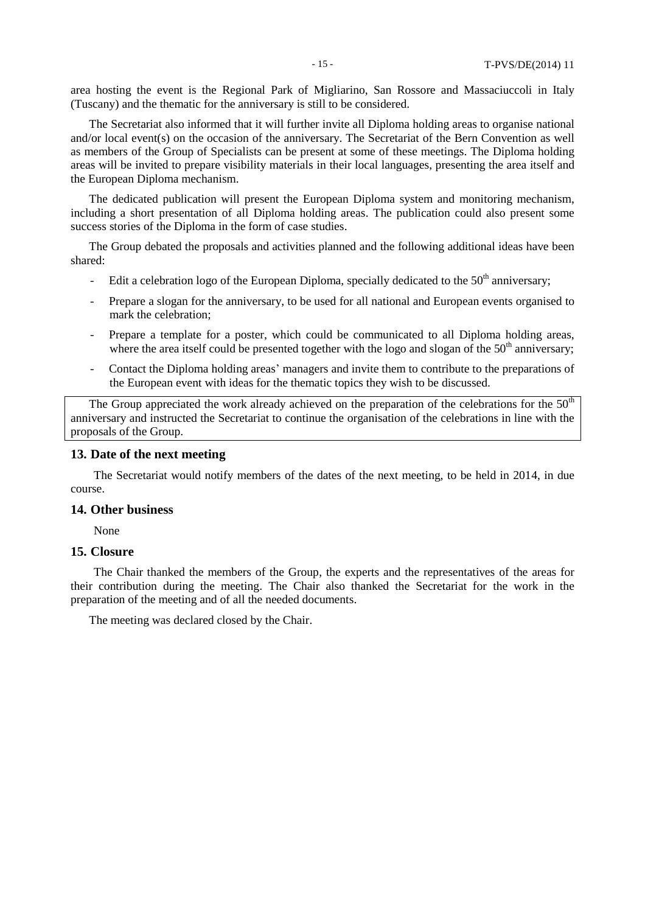area hosting the event is the Regional Park of Migliarino, San Rossore and Massaciuccoli in Italy (Tuscany) and the thematic for the anniversary is still to be considered.

The Secretariat also informed that it will further invite all Diploma holding areas to organise national and/or local event(s) on the occasion of the anniversary. The Secretariat of the Bern Convention as well as members of the Group of Specialists can be present at some of these meetings. The Diploma holding areas will be invited to prepare visibility materials in their local languages, presenting the area itself and the European Diploma mechanism.

The dedicated publication will present the European Diploma system and monitoring mechanism, including a short presentation of all Diploma holding areas. The publication could also present some success stories of the Diploma in the form of case studies.

The Group debated the proposals and activities planned and the following additional ideas have been shared:

- Edit a celebration logo of the European Diploma, specially dedicated to the 50th anniversary;
- Prepare a slogan for the anniversary, to be used for all national and European events organised to mark the celebration;
- Prepare a template for a poster, which could be communicated to all Diploma holding areas, where the area itself could be presented together with the logo and slogan of the 50th anniversary;
- Contact the Diploma holding areas' managers and invite them to contribute to the preparations of the European event with ideas for the thematic topics they wish to be discussed.

The Group appreciated the work already achieved on the preparation of the celebrations for the 50th anniversary and instructed the Secretariat to continue the organisation of the celebrations in line with the proposals of the Group.

## 13. Date of the next meeting

The Secretariat would notify members of the dates of the next meeting, to be held in 2014, in due course.

## 14. Other business

None

## 15. Closure

The Chair thanked the members of the Group, the experts and the representatives of the areas for their contribution during the meeting. The Chair also thanked the Secretariat for the work in the preparation of the meeting and of all the needed documents.

The meeting was declared closed by the Chair.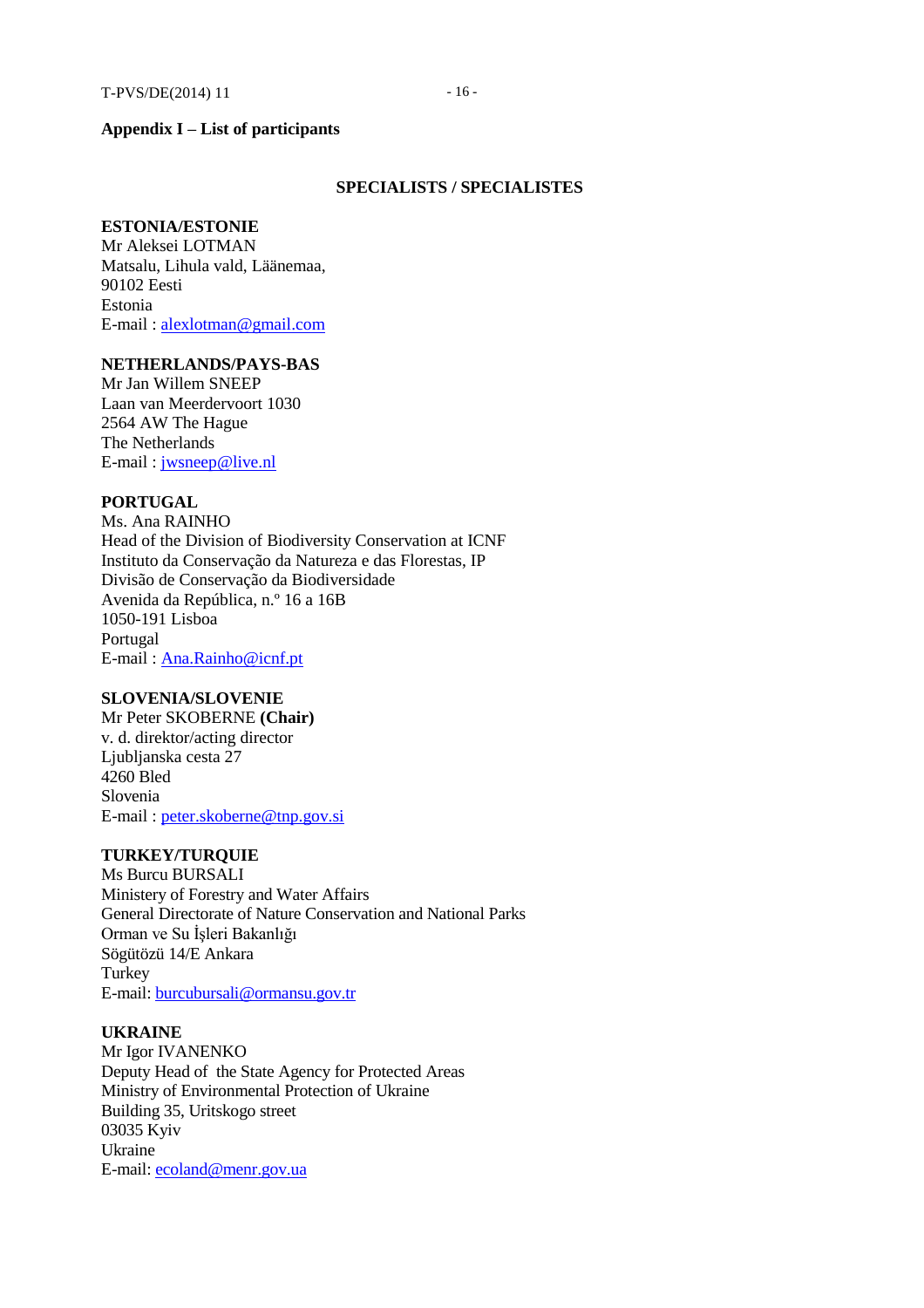**Appendix I – List of participants**

**SPECIALISTS / SPECIALISTES**

**ESTONIA/ESTONIE**
Mr Aleksei LOTMAN
Matsalu, Lihula vald, Läänemaa,
90102 Eesti
Estonia
E-mail : alexlotman@gmail.com

**NETHERLANDS/PAYS-BAS**
Mr Jan Willem SNEEP
Laan van Meerdervoort 1030
2564 AW The Hague
The Netherlands
E-mail : jwsneep@live.nl

**PORTUGAL**
Ms. Ana RAINHO
Head of the Division of Biodiversity Conservation at ICNF
Instituto da Conservação da Natureza e das Florestas, IP
Divisão de Conservação da Biodiversidade
Avenida da República, n.º 16 a 16B
1050-191 Lisboa
Portugal
E-mail : Ana.Rainho@icnf.pt

**SLOVENIA/SLOVENIE**
Mr Peter SKOBERNE **(Chair)**
v. d. direktor/acting director
Ljubljanska cesta 27
4260 Bled
Slovenia
E-mail : peter.skoberne@tnp.gov.si

**TURKEY/TURQUIE**
Ms Burcu BURSALI
Ministery of Forestry and Water Affairs
General Directorate of Nature Conservation and National Parks
Orman ve Su İşleri Bakanlığı
Sögütözü 14/E Ankara
Turkey
E-mail: burcubursali@ormansu.gov.tr

**UKRAINE**
Mr Igor IVANENKO
Deputy Head of the State Agency for Protected Areas
Ministry of Environmental Protection of Ukraine
Building 35, Uritskogo street
03035 Kyiv
Ukraine
E-mail: ecoland@menr.gov.ua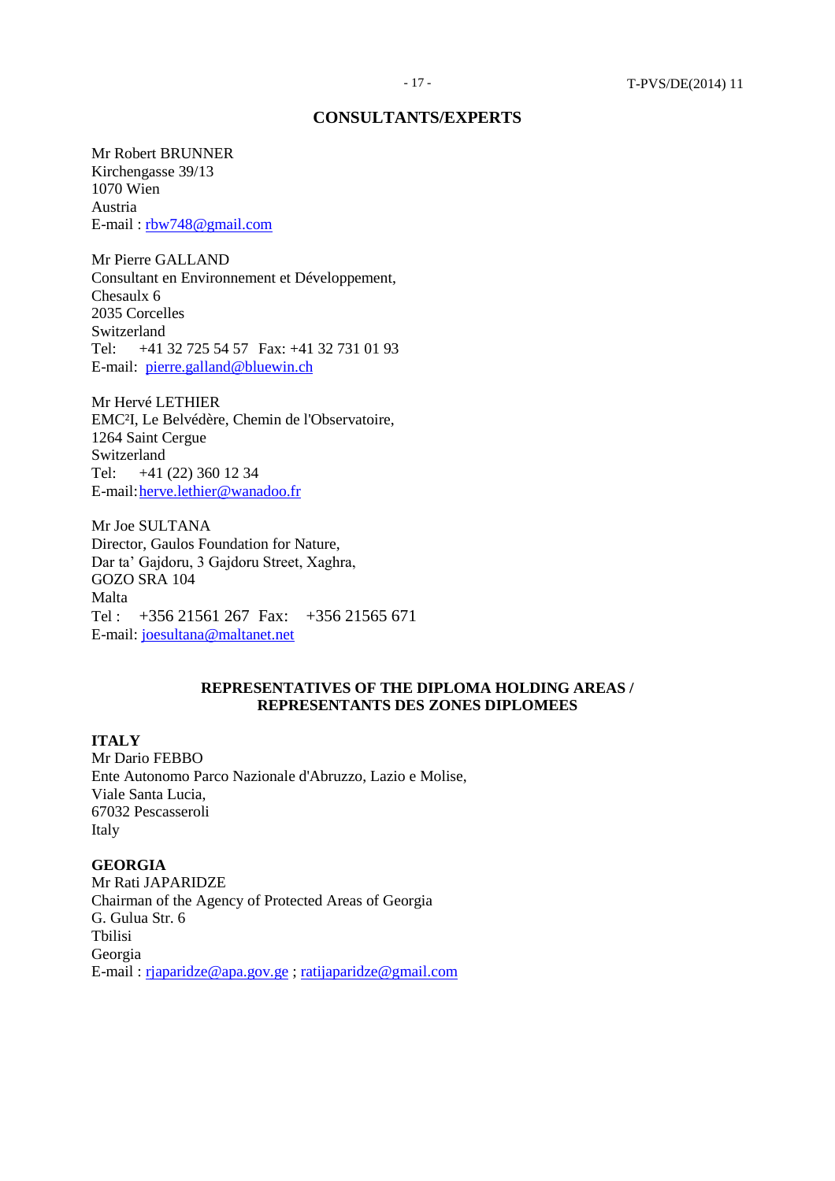## CONSULTANTS/EXPERTS

Mr Robert BRUNNER
Kirchengasse 39/13
1070 Wien
Austria
E-mail : rbw748@gmail.com

Mr Pierre GALLAND
Consultant en Environnement et Développement,
Chesaulx 6
2035 Corcelles
Switzerland
Tel: +41 32 725 54 57 Fax: +41 32 731 01 93
E-mail: pierre.galland@bluewin.ch

Mr Hervé LETHIER
EMC²I, Le Belvédère, Chemin de l'Observatoire,
1264 Saint Cergue
Switzerland
Tel: +41 (22) 360 12 34
E-mail: herve.lethier@wanadoo.fr

Mr Joe SULTANA
Director, Gaulos Foundation for Nature,
Dar ta' Gajdoru, 3 Gajdoru Street, Xaghra,
GOZO SRA 104
Malta
Tel : +356 21561 267 Fax: +356 21565 671
E-mail: joesultana@maltanet.net

## REPRESENTATIVES OF THE DIPLOMA HOLDING AREAS / REPRESENTANTS DES ZONES DIPLOMEES

**ITALY**
Mr Dario FEBBO
Ente Autonomo Parco Nazionale d'Abruzzo, Lazio e Molise,
Viale Santa Lucia,
67032 Pescasseroli
Italy

**GEORGIA**
Mr Rati JAPARIDZE
Chairman of the Agency of Protected Areas of Georgia
G. Gulua Str. 6
Tbilisi
Georgia
E-mail : rjaparidze@apa.gov.ge ; ratijaparidze@gmail.com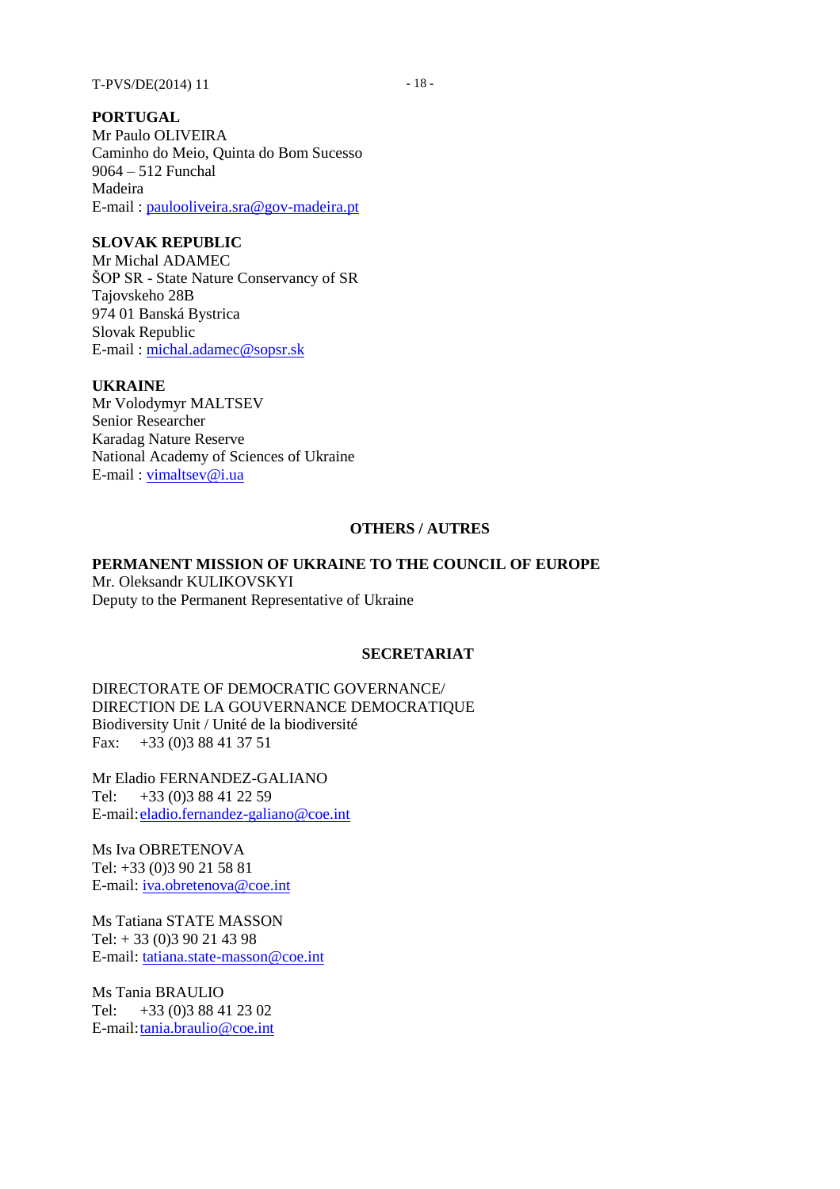**PORTUGAL**
Mr Paulo OLIVEIRA
Caminho do Meio, Quinta do Bom Sucesso
9064 – 512 Funchal
Madeira
E-mail : paulooliveira.sra@gov-madeira.pt

**SLOVAK REPUBLIC**
Mr Michal ADAMEC
ŠOP SR - State Nature Conservancy of SR
Tajovskeho 28B
974 01 Banská Bystrica
Slovak Republic
E-mail : michal.adamec@sopsr.sk

**UKRAINE**
Mr Volodymyr MALTSEV
Senior Researcher
Karadag Nature Reserve
National Academy of Sciences of Ukraine
E-mail : vimaltsev@i.ua

## OTHERS / AUTRES

**PERMANENT MISSION OF UKRAINE TO THE COUNCIL OF EUROPE**
Mr. Oleksandr KULIKOVSKYI
Deputy to the Permanent Representative of Ukraine

## SECRETARIAT

DIRECTORATE OF DEMOCRATIC GOVERNANCE/
DIRECTION DE LA GOUVERNANCE DEMOCRATIQUE
Biodiversity Unit / Unité de la biodiversité
Fax: +33 (0)3 88 41 37 51

Mr Eladio FERNANDEZ-GALIANO
Tel: +33 (0)3 88 41 22 59
E-mail: eladio.fernandez-galiano@coe.int

Ms Iva OBRETENOVA
Tel: +33 (0)3 90 21 58 81
E-mail: iva.obretenova@coe.int

Ms Tatiana STATE MASSON
Tel: + 33 (0)3 90 21 43 98
E-mail: tatiana.state-masson@coe.int

Ms Tania BRAULIO
Tel: +33 (0)3 88 41 23 02
E-mail: tania.braulio@coe.int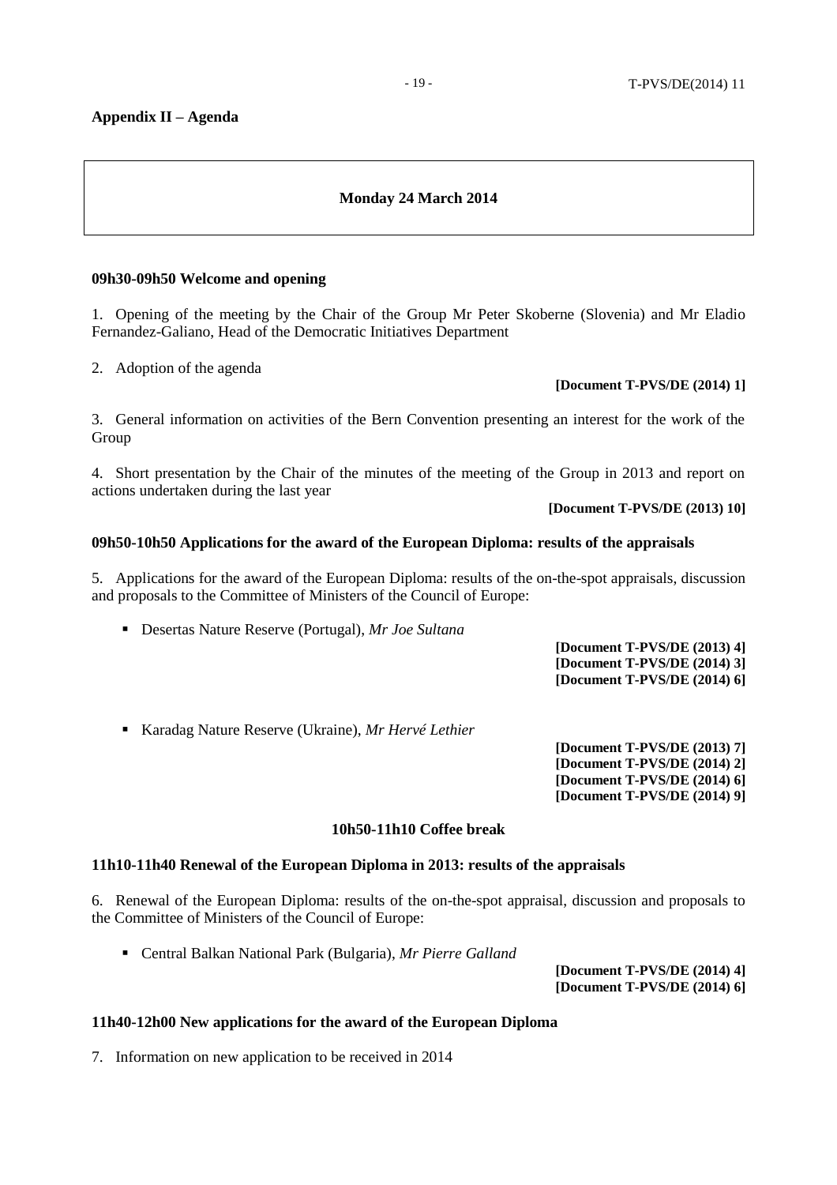**Appendix II – Agenda**

**Monday 24 March 2014**

**09h30-09h50 Welcome and opening**

1. Opening of the meeting by the Chair of the Group Mr Peter Skoberne (Slovenia) and Mr Eladio Fernandez-Galiano, Head of the Democratic Initiatives Department

2. Adoption of the agenda

**[Document T-PVS/DE (2014) 1]**

3. General information on activities of the Bern Convention presenting an interest for the work of the Group

4. Short presentation by the Chair of the minutes of the meeting of the Group in 2013 and report on actions undertaken during the last year

**[Document T-PVS/DE (2013) 10]**

**09h50-10h50 Applications for the award of the European Diploma: results of the appraisals**

5. Applications for the award of the European Diploma: results of the on-the-spot appraisals, discussion and proposals to the Committee of Ministers of the Council of Europe:

- Desertas Nature Reserve (Portugal), *Mr Joe Sultana*

**[Document T-PVS/DE (2013) 4]**
**[Document T-PVS/DE (2014) 3]**
**[Document T-PVS/DE (2014) 6]**

- Karadag Nature Reserve (Ukraine), *Mr Hervé Lethier*

**[Document T-PVS/DE (2013) 7]**
**[Document T-PVS/DE (2014) 2]**
**[Document T-PVS/DE (2014) 6]**
**[Document T-PVS/DE (2014) 9]**

**10h50-11h10 Coffee break**

**11h10-11h40 Renewal of the European Diploma in 2013: results of the appraisals**

6. Renewal of the European Diploma: results of the on-the-spot appraisal, discussion and proposals to the Committee of Ministers of the Council of Europe:

- Central Balkan National Park (Bulgaria), *Mr Pierre Galland*

**[Document T-PVS/DE (2014) 4]**
**[Document T-PVS/DE (2014) 6]**

**11h40-12h00 New applications for the award of the European Diploma**

7. Information on new application to be received in 2014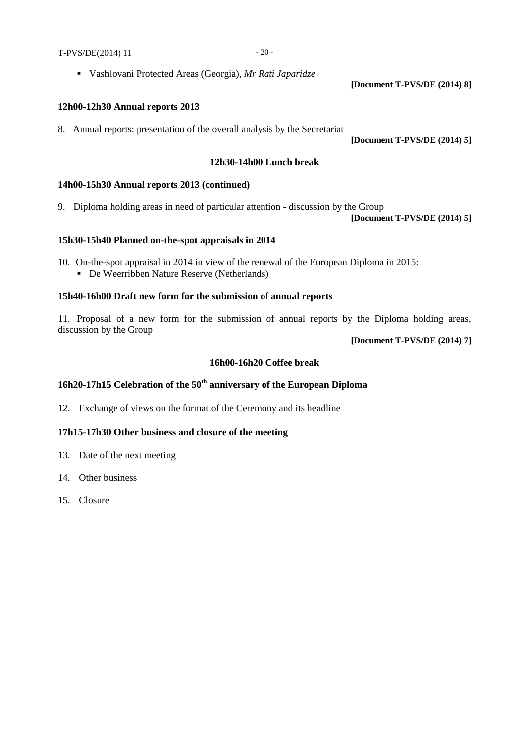- Vashlovani Protected Areas (Georgia), *Mr Rati Japaridze*

**[Document T-PVS/DE (2014) 8]**

**12h00-12h30 Annual reports 2013**

8. Annual reports: presentation of the overall analysis by the Secretariat

**[Document T-PVS/DE (2014) 5]**

**12h30-14h00 Lunch break**

**14h00-15h30 Annual reports 2013 (continued)**

9. Diploma holding areas in need of particular attention - discussion by the Group

**[Document T-PVS/DE (2014) 5]**

**15h30-15h40 Planned on-the-spot appraisals in 2014**

10. On-the-spot appraisal in 2014 in view of the renewal of the European Diploma in 2015:
    - De Weerribben Nature Reserve (Netherlands)

**15h40-16h00 Draft new form for the submission of annual reports**

11. Proposal of a new form for the submission of annual reports by the Diploma holding areas, discussion by the Group

**[Document T-PVS/DE (2014) 7]**

**16h00-16h20 Coffee break**

**16h20-17h15 Celebration of the 50th anniversary of the European Diploma**

12. Exchange of views on the format of the Ceremony and its headline

**17h15-17h30 Other business and closure of the meeting**

13. Date of the next meeting

14. Other business

15. Closure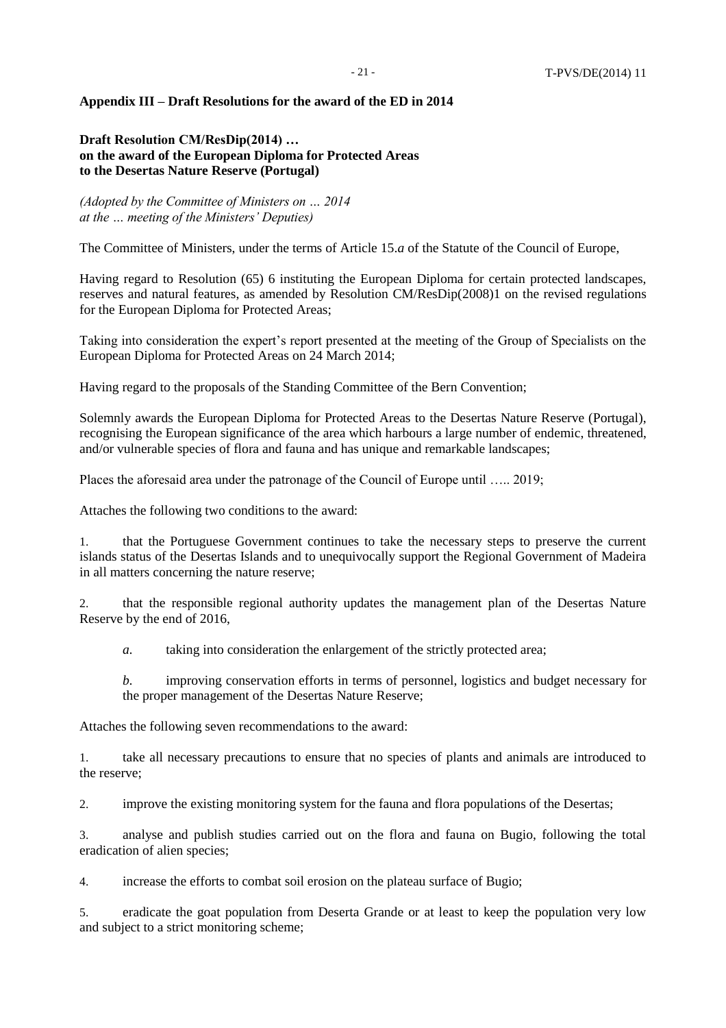**Appendix III – Draft Resolutions for the award of the ED in 2014**

**Draft Resolution CM/ResDip(2014) …**
**on the award of the European Diploma for Protected Areas**
**to the Desertas Nature Reserve (Portugal)**

*(Adopted by the Committee of Ministers on … 2014*
*at the … meeting of the Ministers' Deputies)*

The Committee of Ministers, under the terms of Article 15.*a* of the Statute of the Council of Europe,

Having regard to Resolution (65) 6 instituting the European Diploma for certain protected landscapes, reserves and natural features, as amended by Resolution CM/ResDip(2008)1 on the revised regulations for the European Diploma for Protected Areas;

Taking into consideration the expert's report presented at the meeting of the Group of Specialists on the European Diploma for Protected Areas on 24 March 2014;

Having regard to the proposals of the Standing Committee of the Bern Convention;

Solemnly awards the European Diploma for Protected Areas to the Desertas Nature Reserve (Portugal), recognising the European significance of the area which harbours a large number of endemic, threatened, and/or vulnerable species of flora and fauna and has unique and remarkable landscapes;

Places the aforesaid area under the patronage of the Council of Europe until ….. 2019;

Attaches the following two conditions to the award:

1. that the Portuguese Government continues to take the necessary steps to preserve the current islands status of the Desertas Islands and to unequivocally support the Regional Government of Madeira in all matters concerning the nature reserve;

2. that the responsible regional authority updates the management plan of the Desertas Nature Reserve by the end of 2016,

   *a.* taking into consideration the enlargement of the strictly protected area;

   *b.* improving conservation efforts in terms of personnel, logistics and budget necessary for the proper management of the Desertas Nature Reserve;

Attaches the following seven recommendations to the award:

1. take all necessary precautions to ensure that no species of plants and animals are introduced to the reserve;

2. improve the existing monitoring system for the fauna and flora populations of the Desertas;

3. analyse and publish studies carried out on the flora and fauna on Bugio, following the total eradication of alien species;

4. increase the efforts to combat soil erosion on the plateau surface of Bugio;

5. eradicate the goat population from Deserta Grande or at least to keep the population very low and subject to a strict monitoring scheme;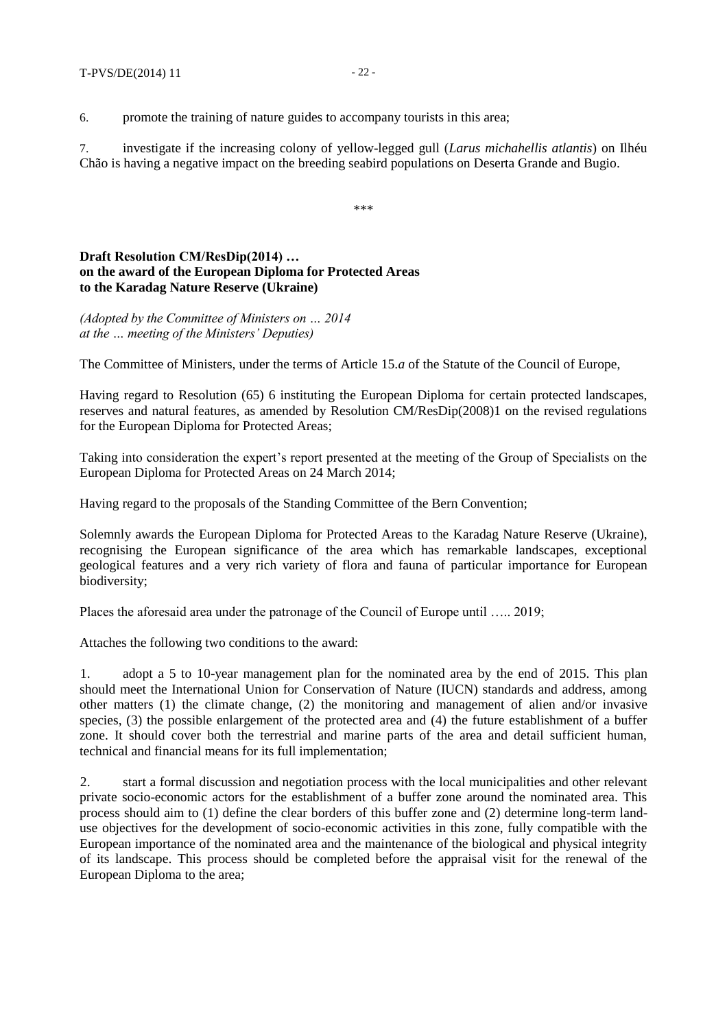6. promote the training of nature guides to accompany tourists in this area;

7. investigate if the increasing colony of yellow-legged gull (*Larus michahellis atlantis*) on Ilhéu Chão is having a negative impact on the breeding seabird populations on Deserta Grande and Bugio.

\*\*\*

**Draft Resolution CM/ResDip(2014) …**
**on the award of the European Diploma for Protected Areas**
**to the Karadag Nature Reserve (Ukraine)**

*(Adopted by the Committee of Ministers on … 2014*
*at the … meeting of the Ministers' Deputies)*

The Committee of Ministers, under the terms of Article 15.*a* of the Statute of the Council of Europe,

Having regard to Resolution (65) 6 instituting the European Diploma for certain protected landscapes, reserves and natural features, as amended by Resolution CM/ResDip(2008)1 on the revised regulations for the European Diploma for Protected Areas;

Taking into consideration the expert's report presented at the meeting of the Group of Specialists on the European Diploma for Protected Areas on 24 March 2014;

Having regard to the proposals of the Standing Committee of the Bern Convention;

Solemnly awards the European Diploma for Protected Areas to the Karadag Nature Reserve (Ukraine), recognising the European significance of the area which has remarkable landscapes, exceptional geological features and a very rich variety of flora and fauna of particular importance for European biodiversity;

Places the aforesaid area under the patronage of the Council of Europe until ….. 2019;

Attaches the following two conditions to the award:

1. adopt a 5 to 10-year management plan for the nominated area by the end of 2015. This plan should meet the International Union for Conservation of Nature (IUCN) standards and address, among other matters (1) the climate change, (2) the monitoring and management of alien and/or invasive species, (3) the possible enlargement of the protected area and (4) the future establishment of a buffer zone. It should cover both the terrestrial and marine parts of the area and detail sufficient human, technical and financial means for its full implementation;

2. start a formal discussion and negotiation process with the local municipalities and other relevant private socio-economic actors for the establishment of a buffer zone around the nominated area. This process should aim to (1) define the clear borders of this buffer zone and (2) determine long-term land-use objectives for the development of socio-economic activities in this zone, fully compatible with the European importance of the nominated area and the maintenance of the biological and physical integrity of its landscape. This process should be completed before the appraisal visit for the renewal of the European Diploma to the area;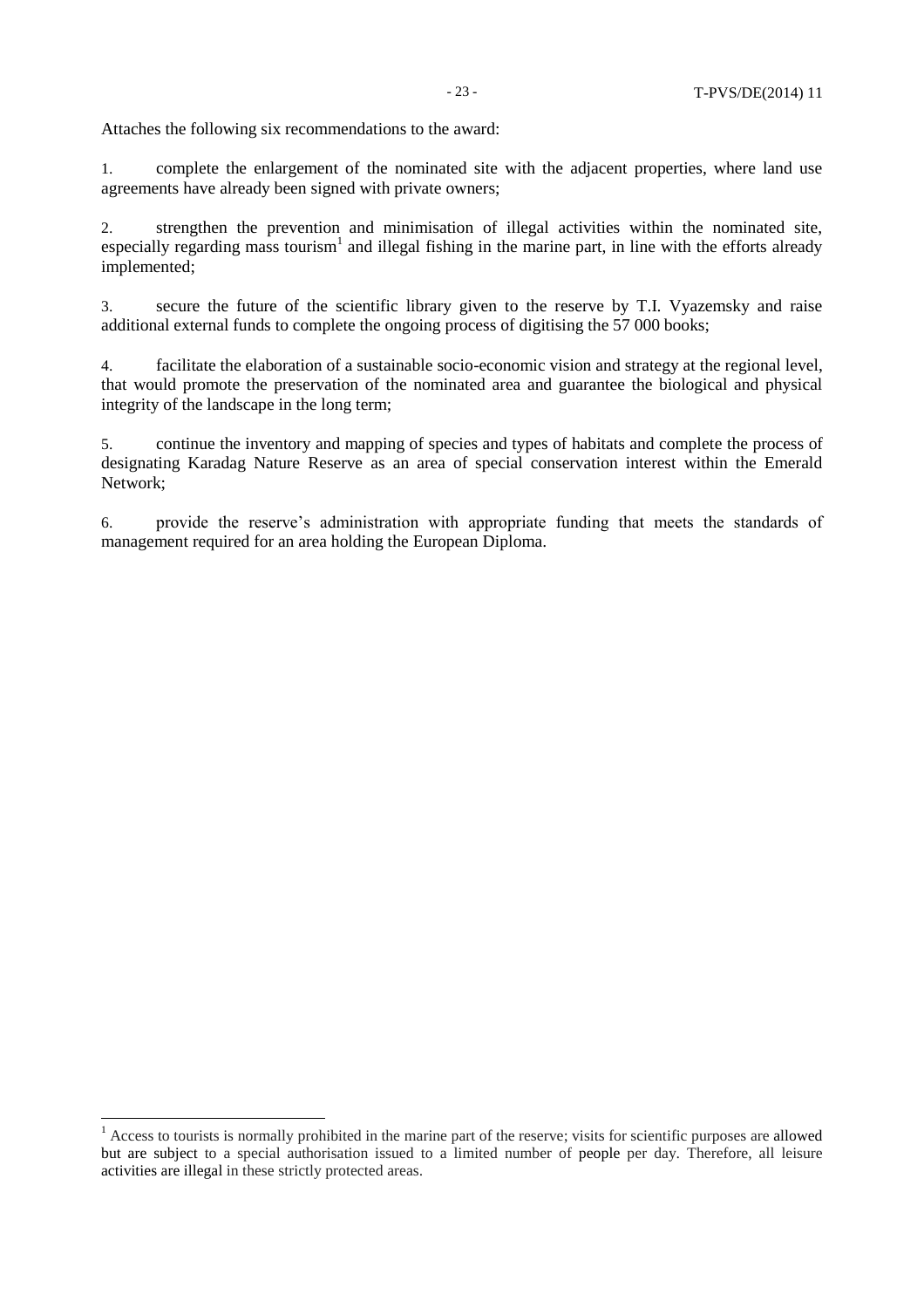Attaches the following six recommendations to the award:

1. complete the enlargement of the nominated site with the adjacent properties, where land use agreements have already been signed with private owners;

2. strengthen the prevention and minimisation of illegal activities within the nominated site, especially regarding mass tourism[1] and illegal fishing in the marine part, in line with the efforts already implemented;

3. secure the future of the scientific library given to the reserve by T.I. Vyazemsky and raise additional external funds to complete the ongoing process of digitising the 57 000 books;

4. facilitate the elaboration of a sustainable socio-economic vision and strategy at the regional level, that would promote the preservation of the nominated area and guarantee the biological and physical integrity of the landscape in the long term;

5. continue the inventory and mapping of species and types of habitats and complete the process of designating Karadag Nature Reserve as an area of special conservation interest within the Emerald Network;

6. provide the reserve's administration with appropriate funding that meets the standards of management required for an area holding the European Diploma.

---

[1] Access to tourists is normally prohibited in the marine part of the reserve; visits for scientific purposes are allowed but are subject to a special authorisation issued to a limited number of people per day. Therefore, all leisure activities are illegal in these strictly protected areas.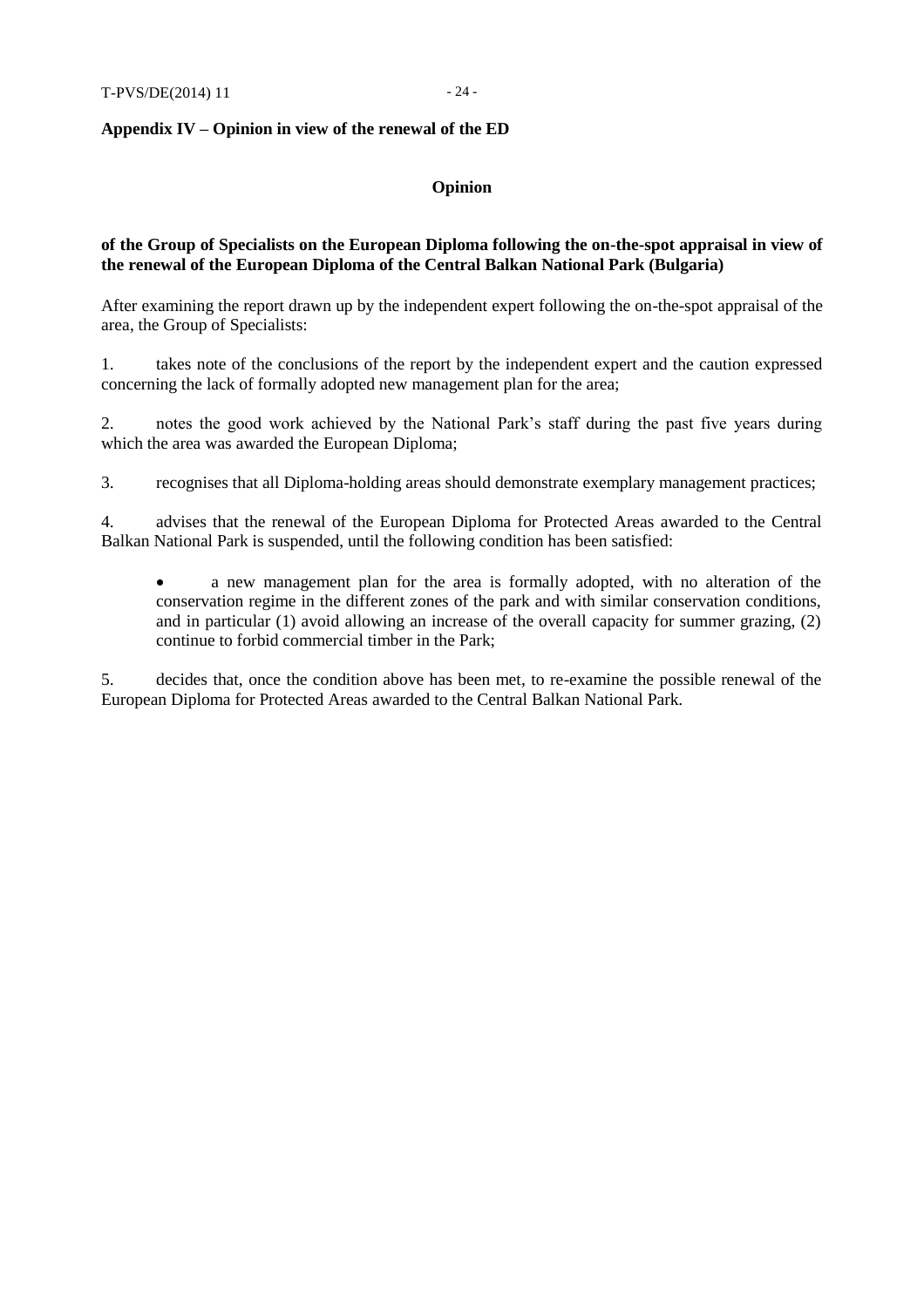## Appendix IV – Opinion in view of the renewal of the ED

### Opinion

**of the Group of Specialists on the European Diploma following the on-the-spot appraisal in view of the renewal of the European Diploma of the Central Balkan National Park (Bulgaria)**

After examining the report drawn up by the independent expert following the on-the-spot appraisal of the area, the Group of Specialists:

1. takes note of the conclusions of the report by the independent expert and the caution expressed concerning the lack of formally adopted new management plan for the area;

2. notes the good work achieved by the National Park's staff during the past five years during which the area was awarded the European Diploma;

3. recognises that all Diploma-holding areas should demonstrate exemplary management practices;

4. advises that the renewal of the European Diploma for Protected Areas awarded to the Central Balkan National Park is suspended, until the following condition has been satisfied:

   - a new management plan for the area is formally adopted, with no alteration of the conservation regime in the different zones of the park and with similar conservation conditions, and in particular (1) avoid allowing an increase of the overall capacity for summer grazing, (2) continue to forbid commercial timber in the Park;

5. decides that, once the condition above has been met, to re-examine the possible renewal of the European Diploma for Protected Areas awarded to the Central Balkan National Park.